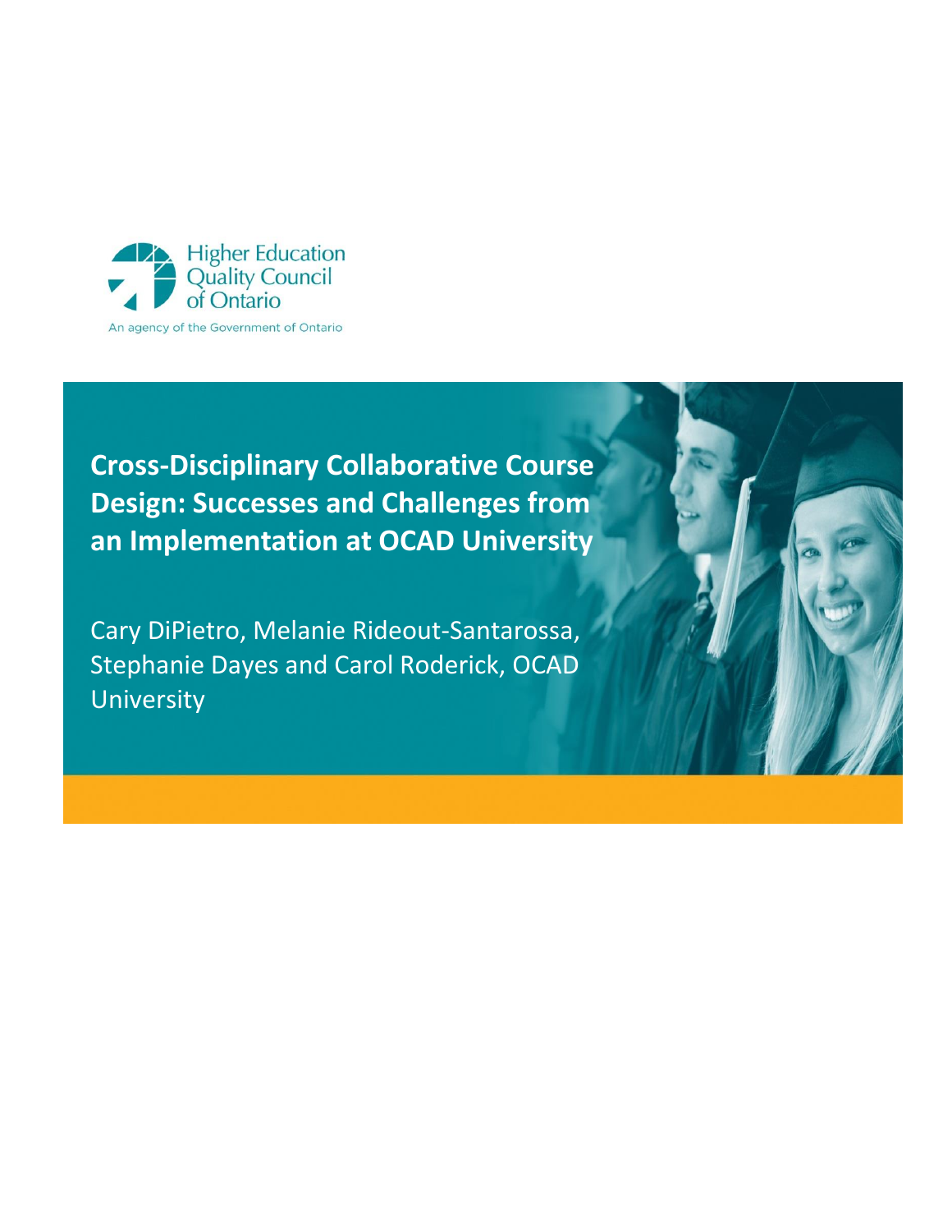Higher Education Quality Council of Ontario

An agency of the Government of Ontario

# Cross-Disciplinary Collaborative Course Design: Successes and Challenges from an Implementation at OCAD University

Cary DiPietro, Melanie Rideout-Santarossa, Stephanie Dayes and Carol Roderick, OCAD University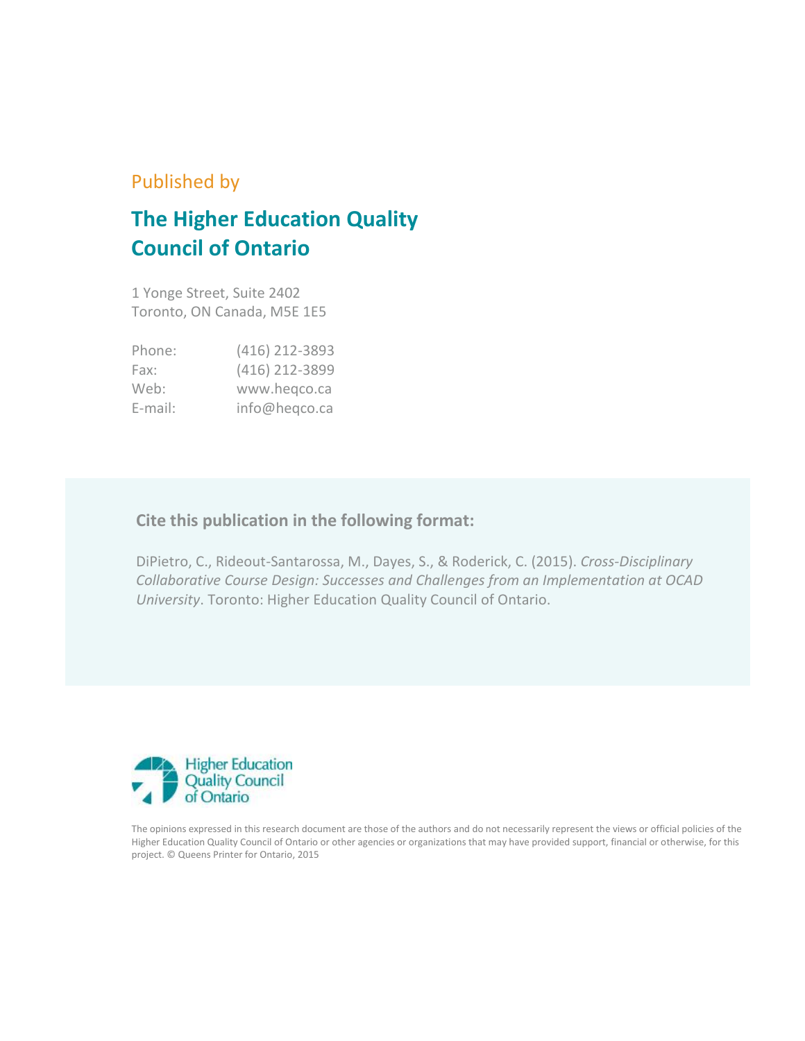Published by

# The Higher Education Quality Council of Ontario

1 Yonge Street, Suite 2402
Toronto, ON Canada, M5E 1E5

| | |
|---|---|
| Phone: | (416) 212-3893 |
| Fax: | (416) 212-3899 |
| Web: | www.heqco.ca |
| E-mail: | info@heqco.ca |

**Cite this publication in the following format:**

DiPietro, C., Rideout-Santarossa, M., Dayes, S., & Roderick, C. (2015). *Cross-Disciplinary Collaborative Course Design: Successes and Challenges from an Implementation at OCAD University*. Toronto: Higher Education Quality Council of Ontario.

Higher Education Quality Council of Ontario

The opinions expressed in this research document are those of the authors and do not necessarily represent the views or official policies of the Higher Education Quality Council of Ontario or other agencies or organizations that may have provided support, financial or otherwise, for this project. © Queens Printer for Ontario, 2015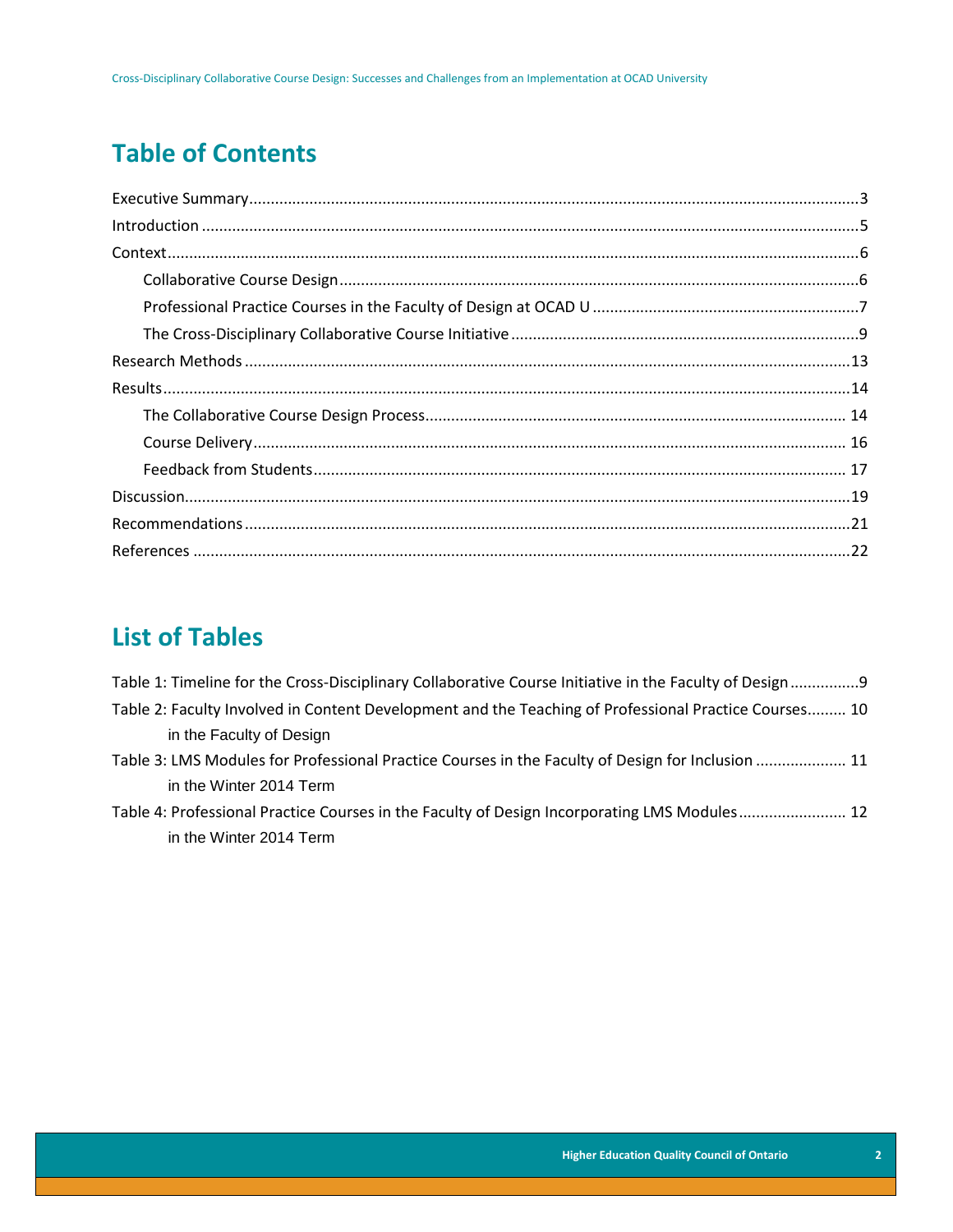# Table of Contents

Executive Summary....................................................3

Introduction....................................................5

Context....................................................6

- Collaborative Course Design....................................................6
- Professional Practice Courses in the Faculty of Design at OCAD U....................................................7
- The Cross-Disciplinary Collaborative Course Initiative....................................................9

Research Methods....................................................13

Results....................................................14

- The Collaborative Course Design Process....................................................14
- Course Delivery....................................................16
- Feedback from Students....................................................17

Discussion....................................................19

Recommendations....................................................21

References....................................................22

# List of Tables

Table 1: Timeline for the Cross-Disciplinary Collaborative Course Initiative in the Faculty of Design....................................................9

Table 2: Faculty Involved in Content Development and the Teaching of Professional Practice Courses in the Faculty of Design....................................................10

Table 3: LMS Modules for Professional Practice Courses in the Faculty of Design for Inclusion in the Winter 2014 Term....................................................11

Table 4: Professional Practice Courses in the Faculty of Design Incorporating LMS Modules in the Winter 2014 Term....................................................12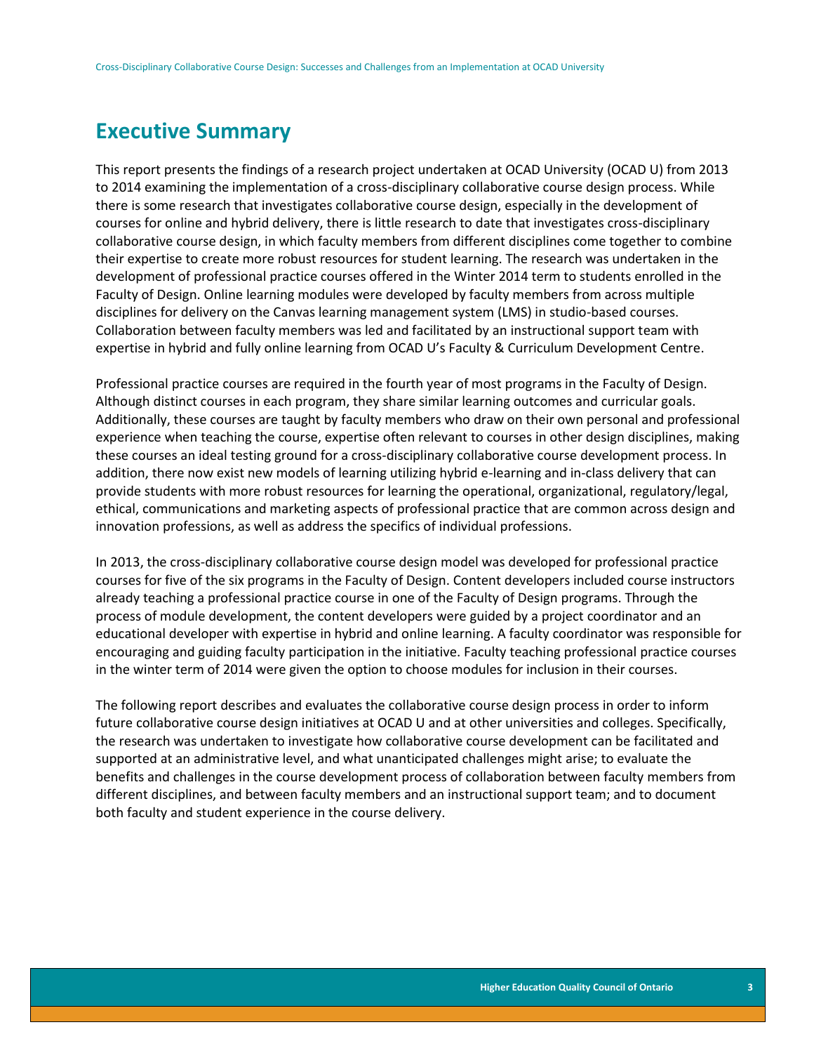## Executive Summary

This report presents the findings of a research project undertaken at OCAD University (OCAD U) from 2013 to 2014 examining the implementation of a cross-disciplinary collaborative course design process. While there is some research that investigates collaborative course design, especially in the development of courses for online and hybrid delivery, there is little research to date that investigates cross-disciplinary collaborative course design, in which faculty members from different disciplines come together to combine their expertise to create more robust resources for student learning. The research was undertaken in the development of professional practice courses offered in the Winter 2014 term to students enrolled in the Faculty of Design. Online learning modules were developed by faculty members from across multiple disciplines for delivery on the Canvas learning management system (LMS) in studio-based courses. Collaboration between faculty members was led and facilitated by an instructional support team with expertise in hybrid and fully online learning from OCAD U's Faculty & Curriculum Development Centre.

Professional practice courses are required in the fourth year of most programs in the Faculty of Design. Although distinct courses in each program, they share similar learning outcomes and curricular goals. Additionally, these courses are taught by faculty members who draw on their own personal and professional experience when teaching the course, expertise often relevant to courses in other design disciplines, making these courses an ideal testing ground for a cross-disciplinary collaborative course development process. In addition, there now exist new models of learning utilizing hybrid e-learning and in-class delivery that can provide students with more robust resources for learning the operational, organizational, regulatory/legal, ethical, communications and marketing aspects of professional practice that are common across design and innovation professions, as well as address the specifics of individual professions.

In 2013, the cross-disciplinary collaborative course design model was developed for professional practice courses for five of the six programs in the Faculty of Design. Content developers included course instructors already teaching a professional practice course in one of the Faculty of Design programs. Through the process of module development, the content developers were guided by a project coordinator and an educational developer with expertise in hybrid and online learning. A faculty coordinator was responsible for encouraging and guiding faculty participation in the initiative. Faculty teaching professional practice courses in the winter term of 2014 were given the option to choose modules for inclusion in their courses.

The following report describes and evaluates the collaborative course design process in order to inform future collaborative course design initiatives at OCAD U and at other universities and colleges. Specifically, the research was undertaken to investigate how collaborative course development can be facilitated and supported at an administrative level, and what unanticipated challenges might arise; to evaluate the benefits and challenges in the course development process of collaboration between faculty members from different disciplines, and between faculty members and an instructional support team; and to document both faculty and student experience in the course delivery.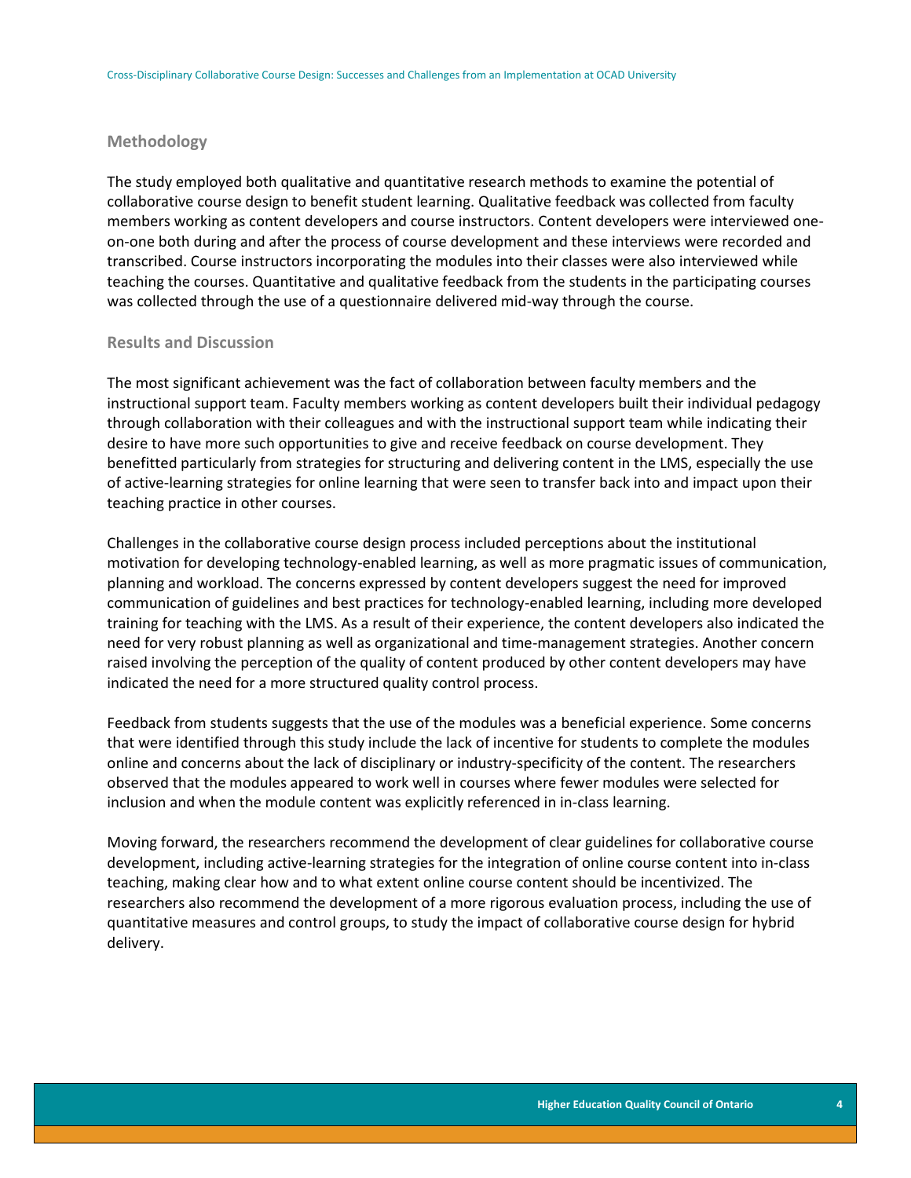## Methodology

The study employed both qualitative and quantitative research methods to examine the potential of collaborative course design to benefit student learning. Qualitative feedback was collected from faculty members working as content developers and course instructors. Content developers were interviewed one-on-one both during and after the process of course development and these interviews were recorded and transcribed. Course instructors incorporating the modules into their classes were also interviewed while teaching the courses. Quantitative and qualitative feedback from the students in the participating courses was collected through the use of a questionnaire delivered mid-way through the course.

## Results and Discussion

The most significant achievement was the fact of collaboration between faculty members and the instructional support team. Faculty members working as content developers built their individual pedagogy through collaboration with their colleagues and with the instructional support team while indicating their desire to have more such opportunities to give and receive feedback on course development. They benefitted particularly from strategies for structuring and delivering content in the LMS, especially the use of active-learning strategies for online learning that were seen to transfer back into and impact upon their teaching practice in other courses.

Challenges in the collaborative course design process included perceptions about the institutional motivation for developing technology-enabled learning, as well as more pragmatic issues of communication, planning and workload. The concerns expressed by content developers suggest the need for improved communication of guidelines and best practices for technology-enabled learning, including more developed training for teaching with the LMS. As a result of their experience, the content developers also indicated the need for very robust planning as well as organizational and time-management strategies. Another concern raised involving the perception of the quality of content produced by other content developers may have indicated the need for a more structured quality control process.

Feedback from students suggests that the use of the modules was a beneficial experience. Some concerns that were identified through this study include the lack of incentive for students to complete the modules online and concerns about the lack of disciplinary or industry-specificity of the content. The researchers observed that the modules appeared to work well in courses where fewer modules were selected for inclusion and when the module content was explicitly referenced in in-class learning.

Moving forward, the researchers recommend the development of clear guidelines for collaborative course development, including active-learning strategies for the integration of online course content into in-class teaching, making clear how and to what extent online course content should be incentivized. The researchers also recommend the development of a more rigorous evaluation process, including the use of quantitative measures and control groups, to study the impact of collaborative course design for hybrid delivery.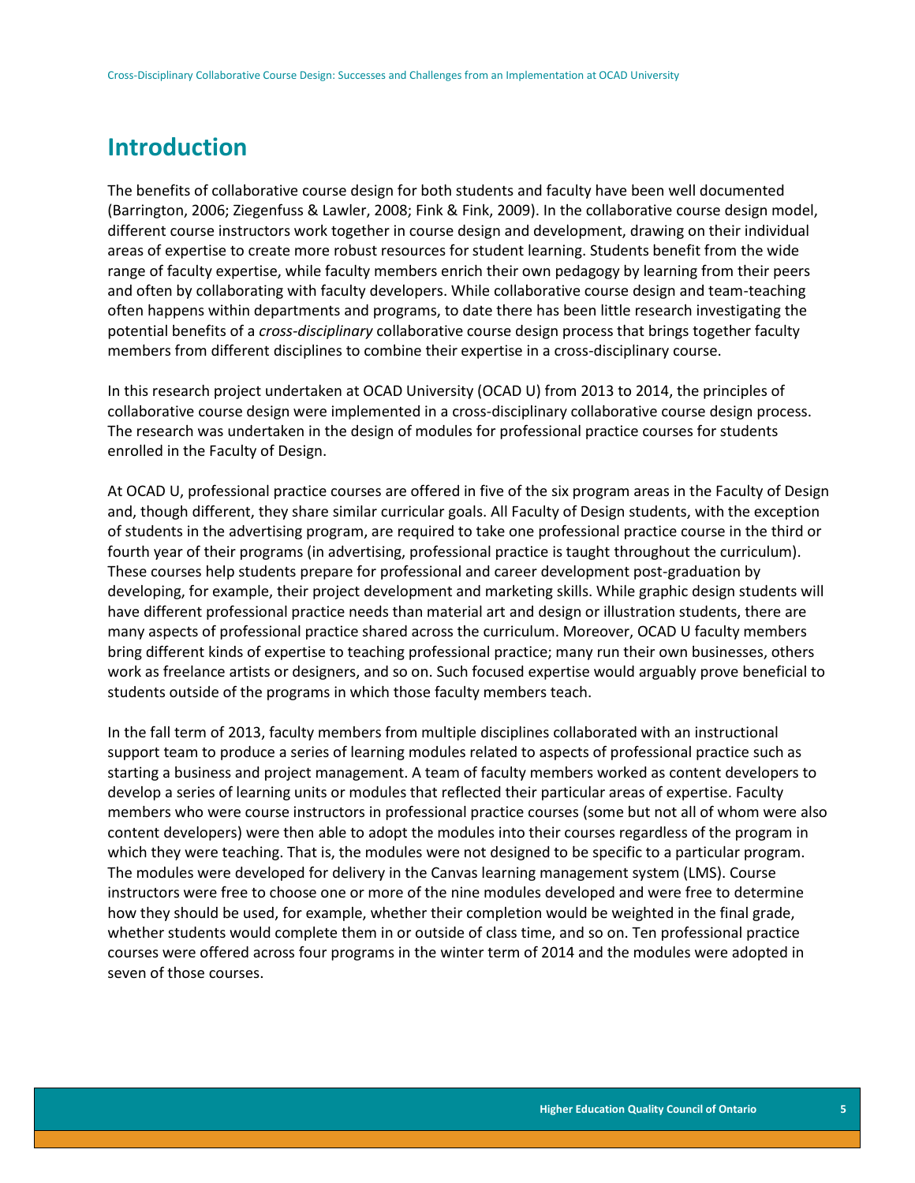# Introduction

The benefits of collaborative course design for both students and faculty have been well documented (Barrington, 2006; Ziegenfuss & Lawler, 2008; Fink & Fink, 2009). In the collaborative course design model, different course instructors work together in course design and development, drawing on their individual areas of expertise to create more robust resources for student learning. Students benefit from the wide range of faculty expertise, while faculty members enrich their own pedagogy by learning from their peers and often by collaborating with faculty developers. While collaborative course design and team-teaching often happens within departments and programs, to date there has been little research investigating the potential benefits of a *cross-disciplinary* collaborative course design process that brings together faculty members from different disciplines to combine their expertise in a cross-disciplinary course.

In this research project undertaken at OCAD University (OCAD U) from 2013 to 2014, the principles of collaborative course design were implemented in a cross-disciplinary collaborative course design process. The research was undertaken in the design of modules for professional practice courses for students enrolled in the Faculty of Design.

At OCAD U, professional practice courses are offered in five of the six program areas in the Faculty of Design and, though different, they share similar curricular goals. All Faculty of Design students, with the exception of students in the advertising program, are required to take one professional practice course in the third or fourth year of their programs (in advertising, professional practice is taught throughout the curriculum). These courses help students prepare for professional and career development post-graduation by developing, for example, their project development and marketing skills. While graphic design students will have different professional practice needs than material art and design or illustration students, there are many aspects of professional practice shared across the curriculum. Moreover, OCAD U faculty members bring different kinds of expertise to teaching professional practice; many run their own businesses, others work as freelance artists or designers, and so on. Such focused expertise would arguably prove beneficial to students outside of the programs in which those faculty members teach.

In the fall term of 2013, faculty members from multiple disciplines collaborated with an instructional support team to produce a series of learning modules related to aspects of professional practice such as starting a business and project management. A team of faculty members worked as content developers to develop a series of learning units or modules that reflected their particular areas of expertise. Faculty members who were course instructors in professional practice courses (some but not all of whom were also content developers) were then able to adopt the modules into their courses regardless of the program in which they were teaching. That is, the modules were not designed to be specific to a particular program. The modules were developed for delivery in the Canvas learning management system (LMS). Course instructors were free to choose one or more of the nine modules developed and were free to determine how they should be used, for example, whether their completion would be weighted in the final grade, whether students would complete them in or outside of class time, and so on. Ten professional practice courses were offered across four programs in the winter term of 2014 and the modules were adopted in seven of those courses.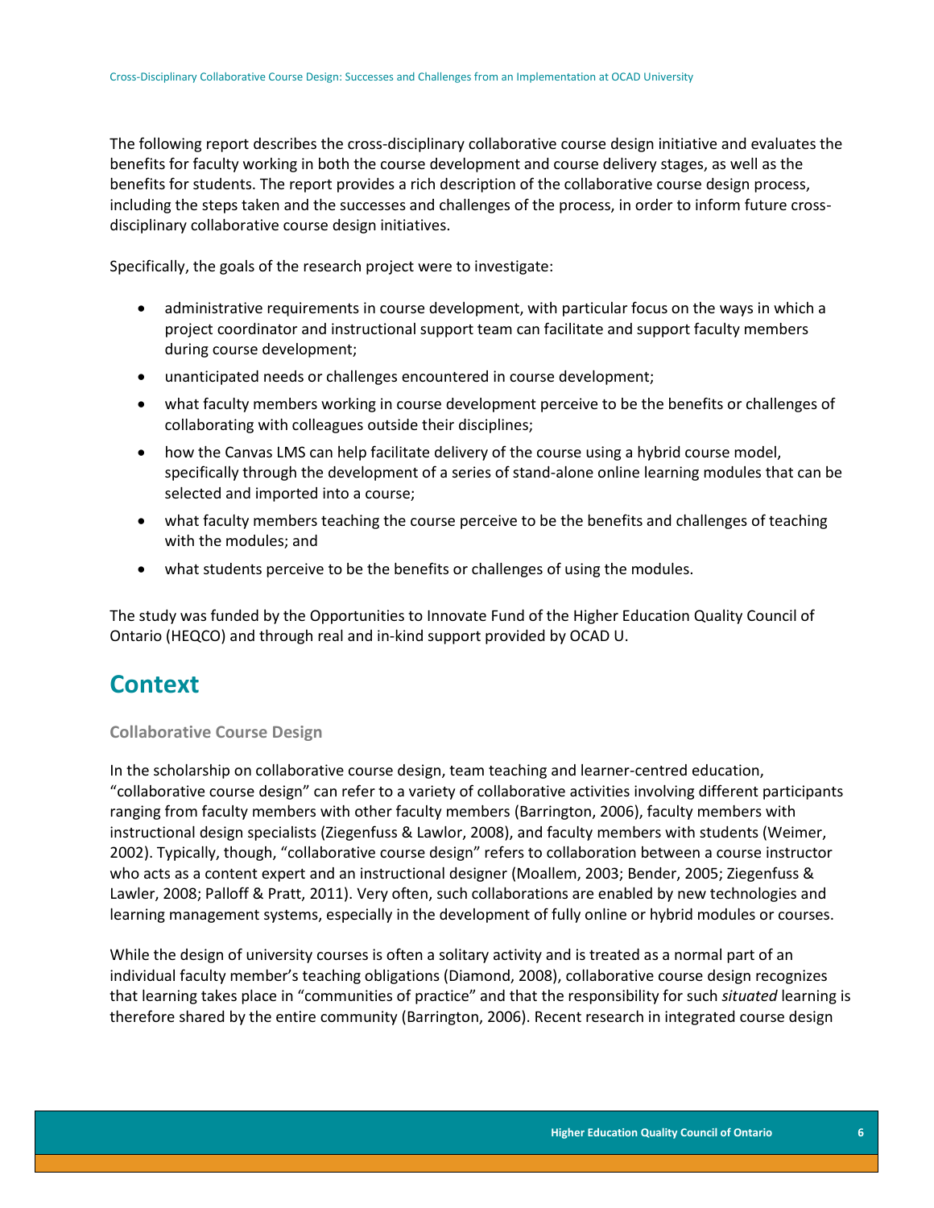The following report describes the cross-disciplinary collaborative course design initiative and evaluates the benefits for faculty working in both the course development and course delivery stages, as well as the benefits for students. The report provides a rich description of the collaborative course design process, including the steps taken and the successes and challenges of the process, in order to inform future cross-disciplinary collaborative course design initiatives.

Specifically, the goals of the research project were to investigate:

- administrative requirements in course development, with particular focus on the ways in which a project coordinator and instructional support team can facilitate and support faculty members during course development;
- unanticipated needs or challenges encountered in course development;
- what faculty members working in course development perceive to be the benefits or challenges of collaborating with colleagues outside their disciplines;
- how the Canvas LMS can help facilitate delivery of the course using a hybrid course model, specifically through the development of a series of stand-alone online learning modules that can be selected and imported into a course;
- what faculty members teaching the course perceive to be the benefits and challenges of teaching with the modules; and
- what students perceive to be the benefits or challenges of using the modules.

The study was funded by the Opportunities to Innovate Fund of the Higher Education Quality Council of Ontario (HEQCO) and through real and in-kind support provided by OCAD U.

# Context

### Collaborative Course Design

In the scholarship on collaborative course design, team teaching and learner-centred education, "collaborative course design" can refer to a variety of collaborative activities involving different participants ranging from faculty members with other faculty members (Barrington, 2006), faculty members with instructional design specialists (Ziegenfuss & Lawlor, 2008), and faculty members with students (Weimer, 2002). Typically, though, "collaborative course design" refers to collaboration between a course instructor who acts as a content expert and an instructional designer (Moallem, 2003; Bender, 2005; Ziegenfuss & Lawler, 2008; Palloff & Pratt, 2011). Very often, such collaborations are enabled by new technologies and learning management systems, especially in the development of fully online or hybrid modules or courses.

While the design of university courses is often a solitary activity and is treated as a normal part of an individual faculty member's teaching obligations (Diamond, 2008), collaborative course design recognizes that learning takes place in "communities of practice" and that the responsibility for such *situated* learning is therefore shared by the entire community (Barrington, 2006). Recent research in integrated course design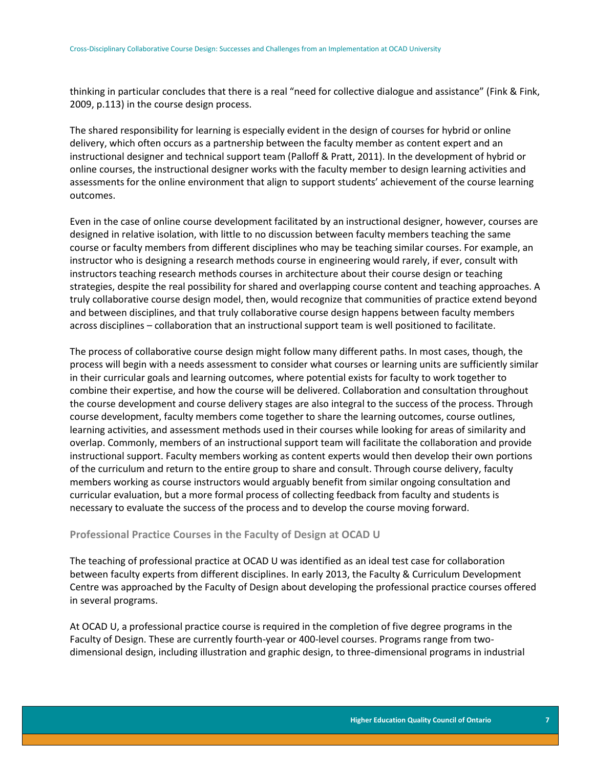thinking in particular concludes that there is a real "need for collective dialogue and assistance" (Fink & Fink, 2009, p.113) in the course design process.

The shared responsibility for learning is especially evident in the design of courses for hybrid or online delivery, which often occurs as a partnership between the faculty member as content expert and an instructional designer and technical support team (Palloff & Pratt, 2011). In the development of hybrid or online courses, the instructional designer works with the faculty member to design learning activities and assessments for the online environment that align to support students' achievement of the course learning outcomes.

Even in the case of online course development facilitated by an instructional designer, however, courses are designed in relative isolation, with little to no discussion between faculty members teaching the same course or faculty members from different disciplines who may be teaching similar courses. For example, an instructor who is designing a research methods course in engineering would rarely, if ever, consult with instructors teaching research methods courses in architecture about their course design or teaching strategies, despite the real possibility for shared and overlapping course content and teaching approaches. A truly collaborative course design model, then, would recognize that communities of practice extend beyond and between disciplines, and that truly collaborative course design happens between faculty members across disciplines – collaboration that an instructional support team is well positioned to facilitate.

The process of collaborative course design might follow many different paths. In most cases, though, the process will begin with a needs assessment to consider what courses or learning units are sufficiently similar in their curricular goals and learning outcomes, where potential exists for faculty to work together to combine their expertise, and how the course will be delivered. Collaboration and consultation throughout the course development and course delivery stages are also integral to the success of the process. Through course development, faculty members come together to share the learning outcomes, course outlines, learning activities, and assessment methods used in their courses while looking for areas of similarity and overlap. Commonly, members of an instructional support team will facilitate the collaboration and provide instructional support. Faculty members working as content experts would then develop their own portions of the curriculum and return to the entire group to share and consult. Through course delivery, faculty members working as course instructors would arguably benefit from similar ongoing consultation and curricular evaluation, but a more formal process of collecting feedback from faculty and students is necessary to evaluate the success of the process and to develop the course moving forward.

### Professional Practice Courses in the Faculty of Design at OCAD U

The teaching of professional practice at OCAD U was identified as an ideal test case for collaboration between faculty experts from different disciplines. In early 2013, the Faculty & Curriculum Development Centre was approached by the Faculty of Design about developing the professional practice courses offered in several programs.

At OCAD U, a professional practice course is required in the completion of five degree programs in the Faculty of Design. These are currently fourth-year or 400-level courses. Programs range from two-dimensional design, including illustration and graphic design, to three-dimensional programs in industrial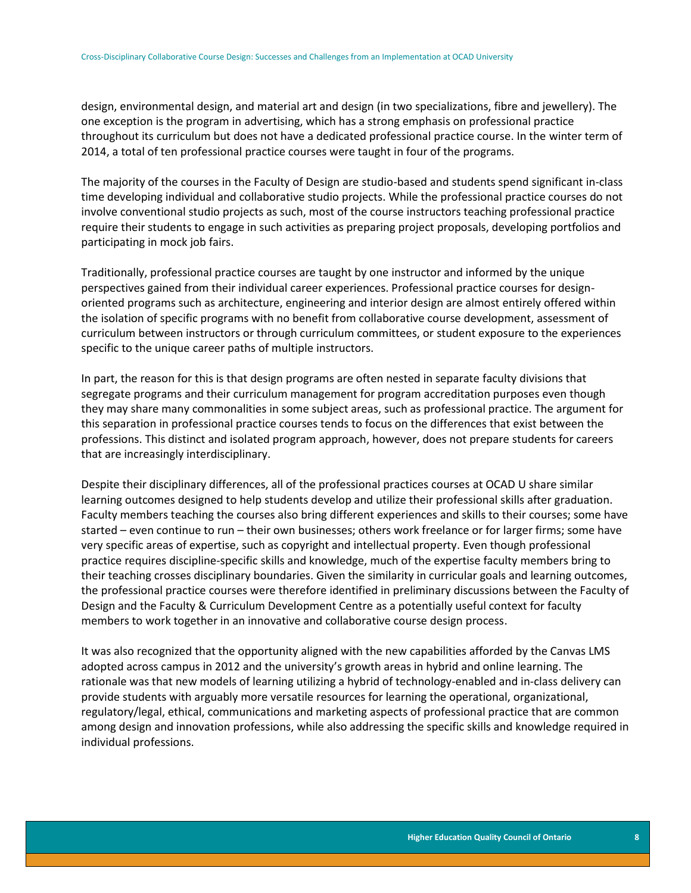design, environmental design, and material art and design (in two specializations, fibre and jewellery). The one exception is the program in advertising, which has a strong emphasis on professional practice throughout its curriculum but does not have a dedicated professional practice course. In the winter term of 2014, a total of ten professional practice courses were taught in four of the programs.

The majority of the courses in the Faculty of Design are studio-based and students spend significant in-class time developing individual and collaborative studio projects. While the professional practice courses do not involve conventional studio projects as such, most of the course instructors teaching professional practice require their students to engage in such activities as preparing project proposals, developing portfolios and participating in mock job fairs.

Traditionally, professional practice courses are taught by one instructor and informed by the unique perspectives gained from their individual career experiences. Professional practice courses for design-oriented programs such as architecture, engineering and interior design are almost entirely offered within the isolation of specific programs with no benefit from collaborative course development, assessment of curriculum between instructors or through curriculum committees, or student exposure to the experiences specific to the unique career paths of multiple instructors.

In part, the reason for this is that design programs are often nested in separate faculty divisions that segregate programs and their curriculum management for program accreditation purposes even though they may share many commonalities in some subject areas, such as professional practice. The argument for this separation in professional practice courses tends to focus on the differences that exist between the professions. This distinct and isolated program approach, however, does not prepare students for careers that are increasingly interdisciplinary.

Despite their disciplinary differences, all of the professional practices courses at OCAD U share similar learning outcomes designed to help students develop and utilize their professional skills after graduation. Faculty members teaching the courses also bring different experiences and skills to their courses; some have started – even continue to run – their own businesses; others work freelance or for larger firms; some have very specific areas of expertise, such as copyright and intellectual property. Even though professional practice requires discipline-specific skills and knowledge, much of the expertise faculty members bring to their teaching crosses disciplinary boundaries. Given the similarity in curricular goals and learning outcomes, the professional practice courses were therefore identified in preliminary discussions between the Faculty of Design and the Faculty & Curriculum Development Centre as a potentially useful context for faculty members to work together in an innovative and collaborative course design process.

It was also recognized that the opportunity aligned with the new capabilities afforded by the Canvas LMS adopted across campus in 2012 and the university's growth areas in hybrid and online learning. The rationale was that new models of learning utilizing a hybrid of technology-enabled and in-class delivery can provide students with arguably more versatile resources for learning the operational, organizational, regulatory/legal, ethical, communications and marketing aspects of professional practice that are common among design and innovation professions, while also addressing the specific skills and knowledge required in individual professions.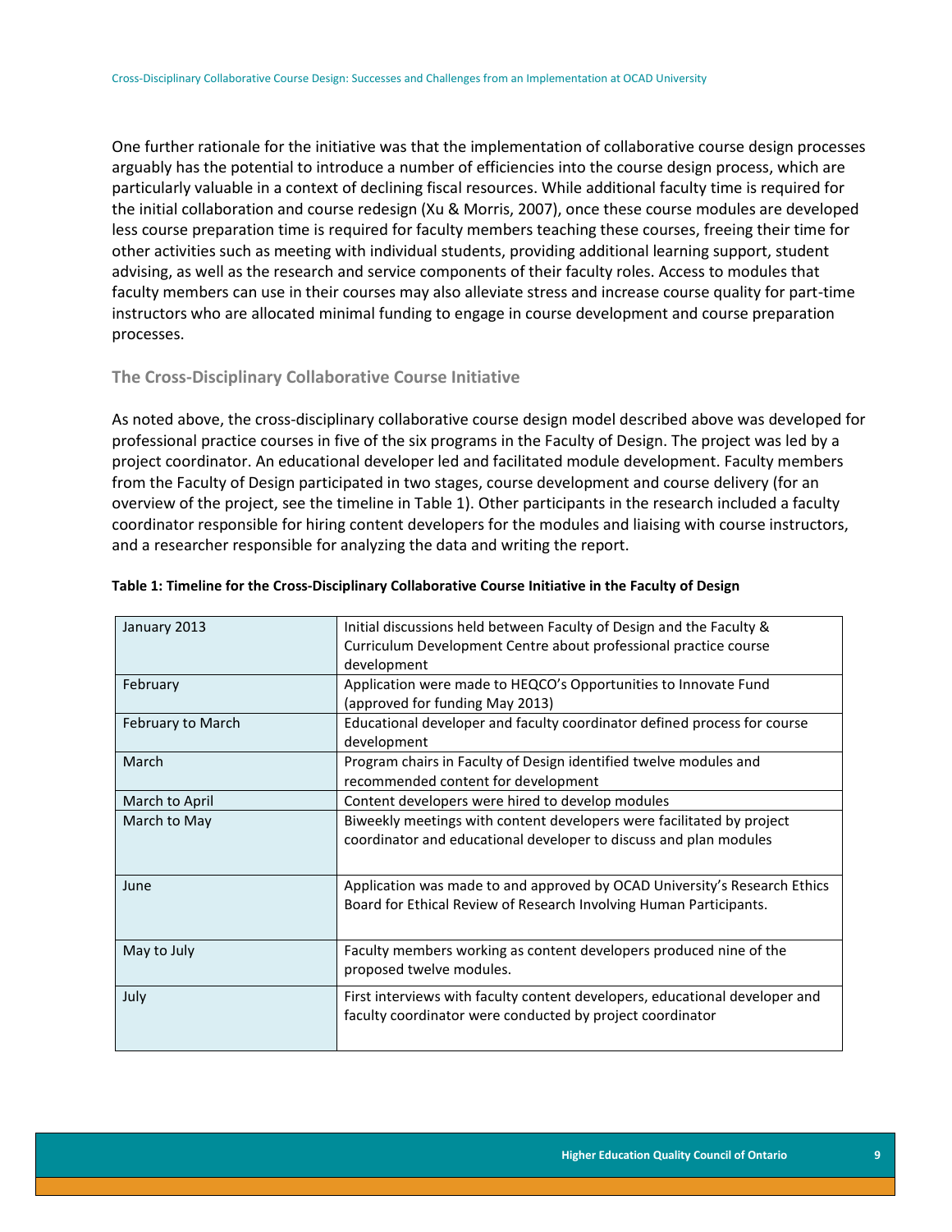One further rationale for the initiative was that the implementation of collaborative course design processes arguably has the potential to introduce a number of efficiencies into the course design process, which are particularly valuable in a context of declining fiscal resources. While additional faculty time is required for the initial collaboration and course redesign (Xu & Morris, 2007), once these course modules are developed less course preparation time is required for faculty members teaching these courses, freeing their time for other activities such as meeting with individual students, providing additional learning support, student advising, as well as the research and service components of their faculty roles. Access to modules that faculty members can use in their courses may also alleviate stress and increase course quality for part-time instructors who are allocated minimal funding to engage in course development and course preparation processes.

### The Cross-Disciplinary Collaborative Course Initiative

As noted above, the cross-disciplinary collaborative course design model described above was developed for professional practice courses in five of the six programs in the Faculty of Design. The project was led by a project coordinator. An educational developer led and facilitated module development. Faculty members from the Faculty of Design participated in two stages, course development and course delivery (for an overview of the project, see the timeline in Table 1). Other participants in the research included a faculty coordinator responsible for hiring content developers for the modules and liaising with course instructors, and a researcher responsible for analyzing the data and writing the report.

**Table 1: Timeline for the Cross-Disciplinary Collaborative Course Initiative in the Faculty of Design**

| | |
|---|---|
| January 2013 | Initial discussions held between Faculty of Design and the Faculty & Curriculum Development Centre about professional practice course development |
| February | Application were made to HEQCO's Opportunities to Innovate Fund (approved for funding May 2013) |
| February to March | Educational developer and faculty coordinator defined process for course development |
| March | Program chairs in Faculty of Design identified twelve modules and recommended content for development |
| March to April | Content developers were hired to develop modules |
| March to May | Biweekly meetings with content developers were facilitated by project coordinator and educational developer to discuss and plan modules |
| June | Application was made to and approved by OCAD University's Research Ethics Board for Ethical Review of Research Involving Human Participants. |
| May to July | Faculty members working as content developers produced nine of the proposed twelve modules. |
| July | First interviews with faculty content developers, educational developer and faculty coordinator were conducted by project coordinator |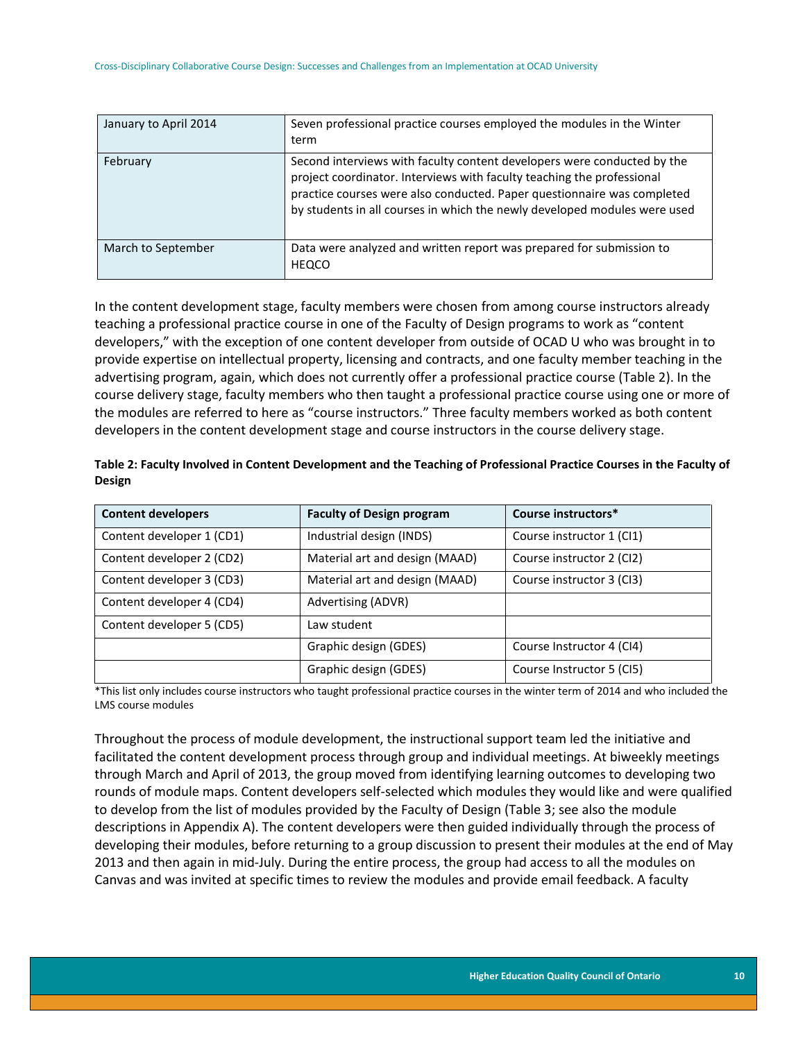| January to April 2014 | Seven professional practice courses employed the modules in the Winter term |
|---|---|
| February | Second interviews with faculty content developers were conducted by the project coordinator. Interviews with faculty teaching the professional practice courses were also conducted. Paper questionnaire was completed by students in all courses in which the newly developed modules were used |
| March to September | Data were analyzed and written report was prepared for submission to HEQCO |

In the content development stage, faculty members were chosen from among course instructors already teaching a professional practice course in one of the Faculty of Design programs to work as "content developers," with the exception of one content developer from outside of OCAD U who was brought in to provide expertise on intellectual property, licensing and contracts, and one faculty member teaching in the advertising program, again, which does not currently offer a professional practice course (Table 2). In the course delivery stage, faculty members who then taught a professional practice course using one or more of the modules are referred to here as "course instructors." Three faculty members worked as both content developers in the content development stage and course instructors in the course delivery stage.

**Table 2: Faculty Involved in Content Development and the Teaching of Professional Practice Courses in the Faculty of Design**

| Content developers | Faculty of Design program | Course instructors* |
|---|---|---|
| Content developer 1 (CD1) | Industrial design (INDS) | Course instructor 1 (CI1) |
| Content developer 2 (CD2) | Material art and design (MAAD) | Course instructor 2 (CI2) |
| Content developer 3 (CD3) | Material art and design (MAAD) | Course instructor 3 (CI3) |
| Content developer 4 (CD4) | Advertising (ADVR) | |
| Content developer 5 (CD5) | Law student | |
| | Graphic design (GDES) | Course Instructor 4 (CI4) |
| | Graphic design (GDES) | Course Instructor 5 (CI5) |

*This list only includes course instructors who taught professional practice courses in the winter term of 2014 and who included the LMS course modules

Throughout the process of module development, the instructional support team led the initiative and facilitated the content development process through group and individual meetings. At biweekly meetings through March and April of 2013, the group moved from identifying learning outcomes to developing two rounds of module maps. Content developers self-selected which modules they would like and were qualified to develop from the list of modules provided by the Faculty of Design (Table 3; see also the module descriptions in Appendix A). The content developers were then guided individually through the process of developing their modules, before returning to a group discussion to present their modules at the end of May 2013 and then again in mid-July. During the entire process, the group had access to all the modules on Canvas and was invited at specific times to review the modules and provide email feedback. A faculty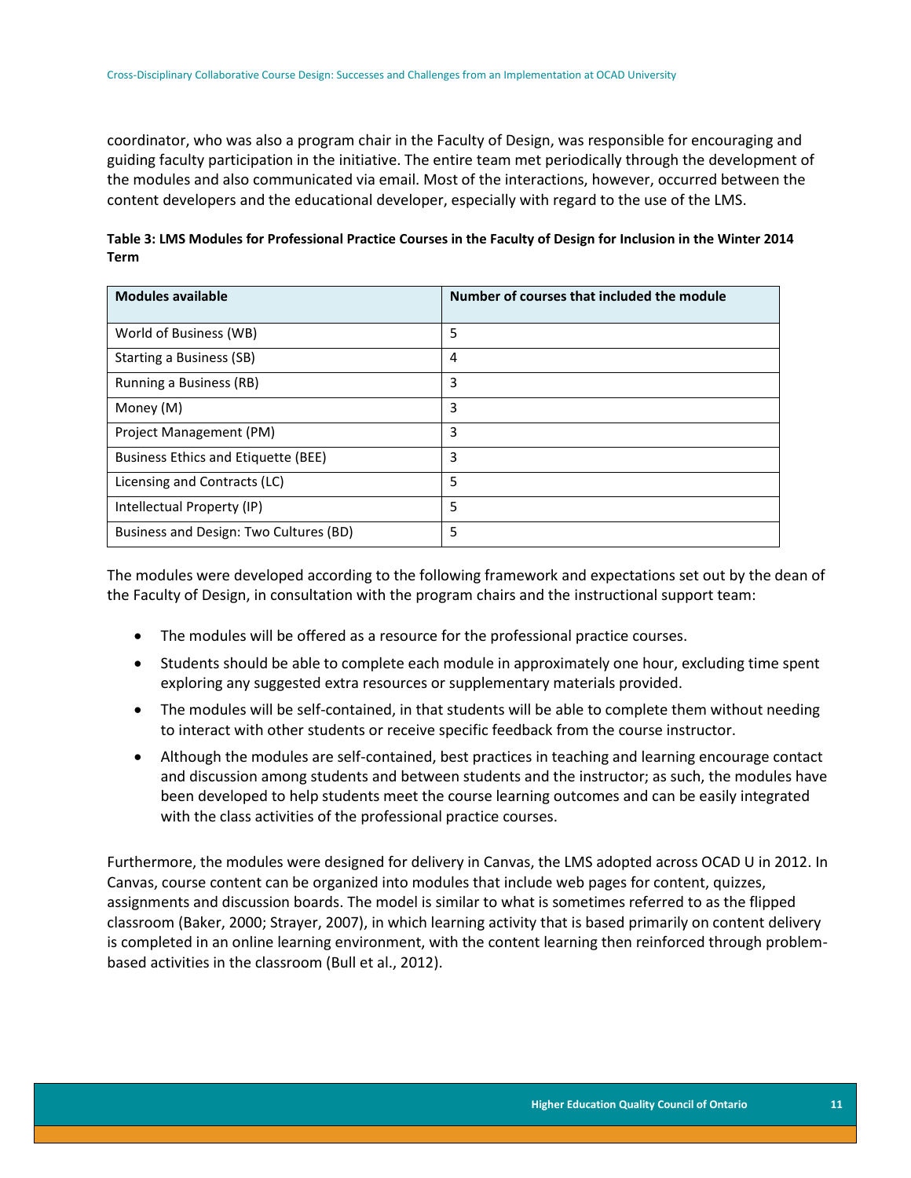coordinator, who was also a program chair in the Faculty of Design, was responsible for encouraging and guiding faculty participation in the initiative. The entire team met periodically through the development of the modules and also communicated via email. Most of the interactions, however, occurred between the content developers and the educational developer, especially with regard to the use of the LMS.

**Table 3: LMS Modules for Professional Practice Courses in the Faculty of Design for Inclusion in the Winter 2014 Term**

| Modules available | Number of courses that included the module |
|---|---|
| World of Business (WB) | 5 |
| Starting a Business (SB) | 4 |
| Running a Business (RB) | 3 |
| Money (M) | 3 |
| Project Management (PM) | 3 |
| Business Ethics and Etiquette (BEE) | 3 |
| Licensing and Contracts (LC) | 5 |
| Intellectual Property (IP) | 5 |
| Business and Design: Two Cultures (BD) | 5 |

The modules were developed according to the following framework and expectations set out by the dean of the Faculty of Design, in consultation with the program chairs and the instructional support team:

- The modules will be offered as a resource for the professional practice courses.
- Students should be able to complete each module in approximately one hour, excluding time spent exploring any suggested extra resources or supplementary materials provided.
- The modules will be self-contained, in that students will be able to complete them without needing to interact with other students or receive specific feedback from the course instructor.
- Although the modules are self-contained, best practices in teaching and learning encourage contact and discussion among students and between students and the instructor; as such, the modules have been developed to help students meet the course learning outcomes and can be easily integrated with the class activities of the professional practice courses.

Furthermore, the modules were designed for delivery in Canvas, the LMS adopted across OCAD U in 2012. In Canvas, course content can be organized into modules that include web pages for content, quizzes, assignments and discussion boards. The model is similar to what is sometimes referred to as the flipped classroom (Baker, 2000; Strayer, 2007), in which learning activity that is based primarily on content delivery is completed in an online learning environment, with the content learning then reinforced through problem-based activities in the classroom (Bull et al., 2012).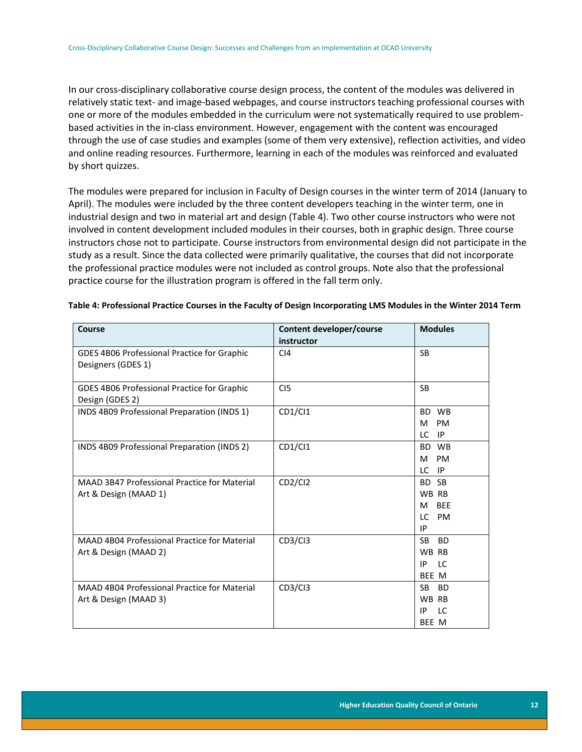In our cross-disciplinary collaborative course design process, the content of the modules was delivered in relatively static text- and image-based webpages, and course instructors teaching professional courses with one or more of the modules embedded in the curriculum were not systematically required to use problem-based activities in the in-class environment. However, engagement with the content was encouraged through the use of case studies and examples (some of them very extensive), reflection activities, and video and online reading resources. Furthermore, learning in each of the modules was reinforced and evaluated by short quizzes.

The modules were prepared for inclusion in Faculty of Design courses in the winter term of 2014 (January to April). The modules were included by the three content developers teaching in the winter term, one in industrial design and two in material art and design (Table 4). Two other course instructors who were not involved in content development included modules in their courses, both in graphic design. Three course instructors chose not to participate. Course instructors from environmental design did not participate in the study as a result. Since the data collected were primarily qualitative, the courses that did not incorporate the professional practice modules were not included as control groups. Note also that the professional practice course for the illustration program is offered in the fall term only.

**Table 4: Professional Practice Courses in the Faculty of Design Incorporating LMS Modules in the Winter 2014 Term**

| Course | Content developer/course instructor | Modules |
|---|---|---|
| GDES 4B06 Professional Practice for Graphic Designers (GDES 1) | CI4 | SB |
| GDES 4B06 Professional Practice for Graphic Design (GDES 2) | CI5 | SB |
| INDS 4B09 Professional Preparation (INDS 1) | CD1/CI1 | BD WB<br>M PM<br>LC IP |
| INDS 4B09 Professional Preparation (INDS 2) | CD1/CI1 | BD WB<br>M PM<br>LC IP |
| MAAD 3B47 Professional Practice for Material Art & Design (MAAD 1) | CD2/CI2 | BD SB<br>WB RB<br>M BEE<br>LC PM<br>IP |
| MAAD 4B04 Professional Practice for Material Art & Design (MAAD 2) | CD3/CI3 | SB BD<br>WB RB<br>IP LC<br>BEE M |
| MAAD 4B04 Professional Practice for Material Art & Design (MAAD 3) | CD3/CI3 | SB BD<br>WB RB<br>IP LC<br>BEE M |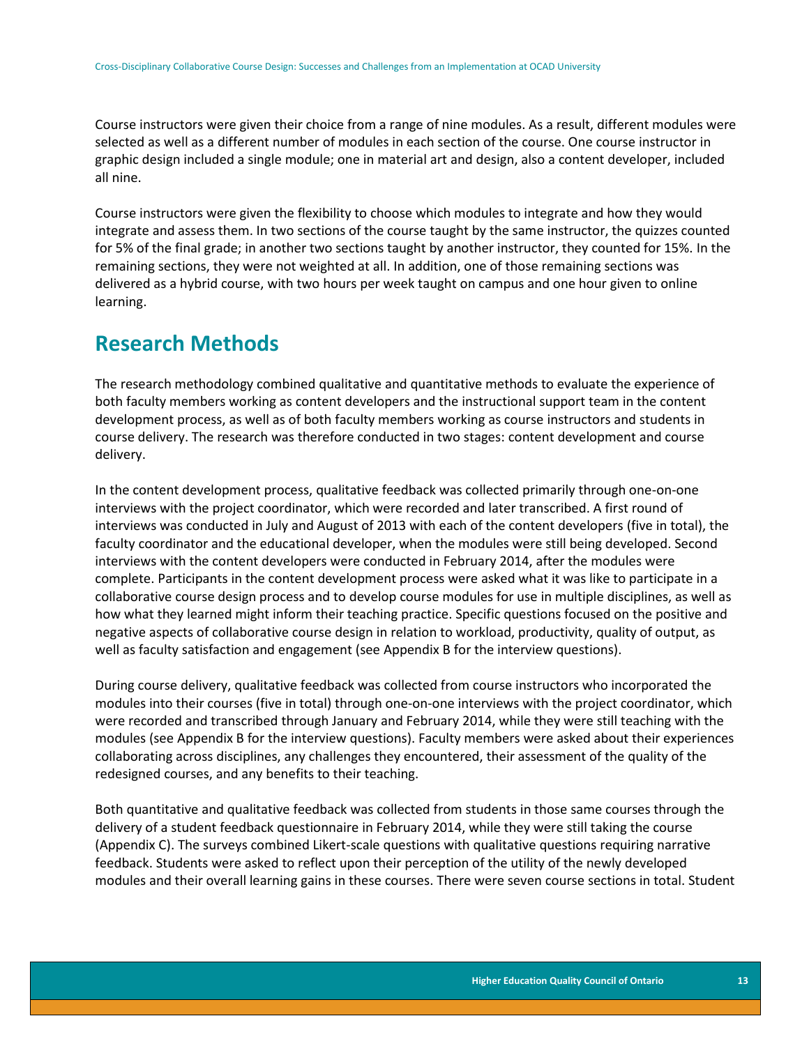Course instructors were given their choice from a range of nine modules. As a result, different modules were selected as well as a different number of modules in each section of the course. One course instructor in graphic design included a single module; one in material art and design, also a content developer, included all nine.

Course instructors were given the flexibility to choose which modules to integrate and how they would integrate and assess them. In two sections of the course taught by the same instructor, the quizzes counted for 5% of the final grade; in another two sections taught by another instructor, they counted for 15%. In the remaining sections, they were not weighted at all. In addition, one of those remaining sections was delivered as a hybrid course, with two hours per week taught on campus and one hour given to online learning.

## Research Methods

The research methodology combined qualitative and quantitative methods to evaluate the experience of both faculty members working as content developers and the instructional support team in the content development process, as well as of both faculty members working as course instructors and students in course delivery. The research was therefore conducted in two stages: content development and course delivery.

In the content development process, qualitative feedback was collected primarily through one-on-one interviews with the project coordinator, which were recorded and later transcribed. A first round of interviews was conducted in July and August of 2013 with each of the content developers (five in total), the faculty coordinator and the educational developer, when the modules were still being developed. Second interviews with the content developers were conducted in February 2014, after the modules were complete. Participants in the content development process were asked what it was like to participate in a collaborative course design process and to develop course modules for use in multiple disciplines, as well as how what they learned might inform their teaching practice. Specific questions focused on the positive and negative aspects of collaborative course design in relation to workload, productivity, quality of output, as well as faculty satisfaction and engagement (see Appendix B for the interview questions).

During course delivery, qualitative feedback was collected from course instructors who incorporated the modules into their courses (five in total) through one-on-one interviews with the project coordinator, which were recorded and transcribed through January and February 2014, while they were still teaching with the modules (see Appendix B for the interview questions). Faculty members were asked about their experiences collaborating across disciplines, any challenges they encountered, their assessment of the quality of the redesigned courses, and any benefits to their teaching.

Both quantitative and qualitative feedback was collected from students in those same courses through the delivery of a student feedback questionnaire in February 2014, while they were still taking the course (Appendix C). The surveys combined Likert-scale questions with qualitative questions requiring narrative feedback. Students were asked to reflect upon their perception of the utility of the newly developed modules and their overall learning gains in these courses. There were seven course sections in total. Student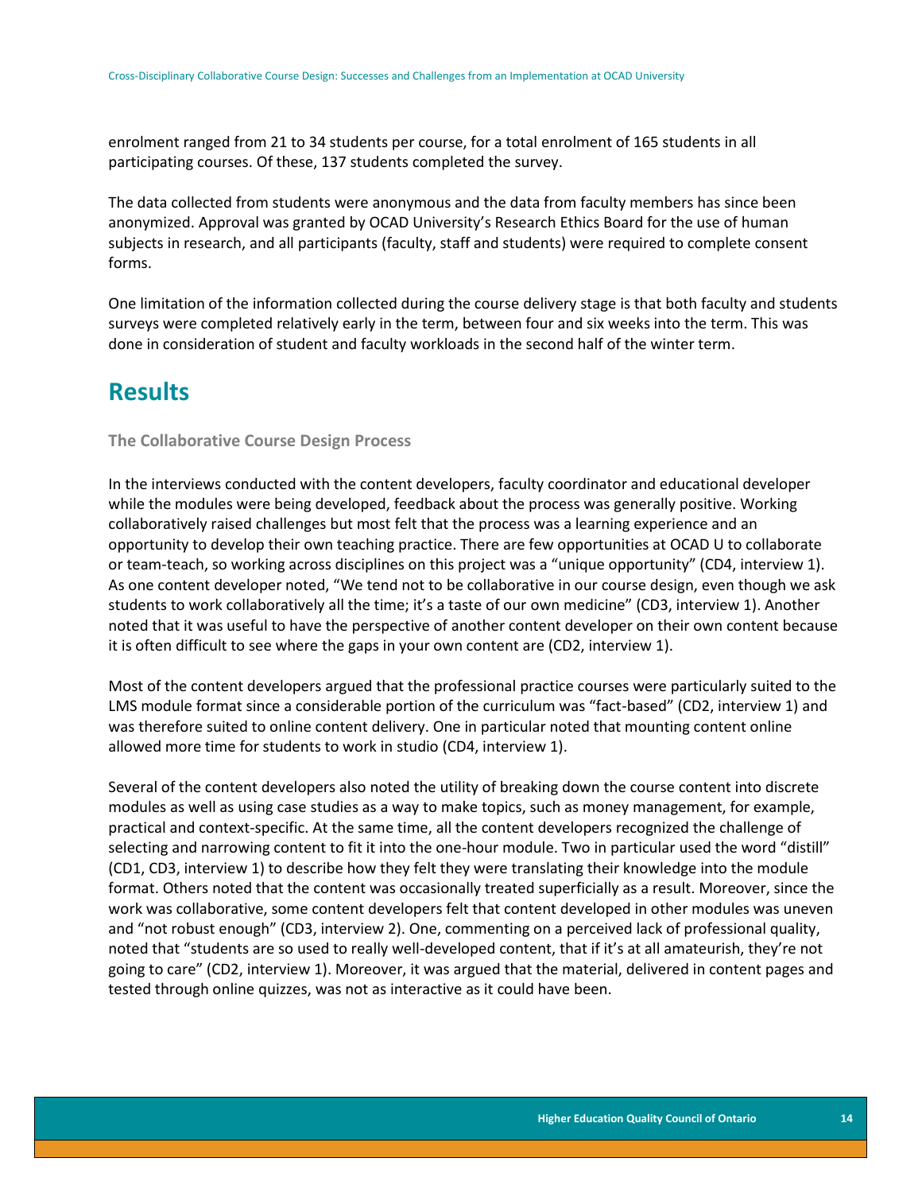enrolment ranged from 21 to 34 students per course, for a total enrolment of 165 students in all participating courses. Of these, 137 students completed the survey.

The data collected from students were anonymous and the data from faculty members has since been anonymized. Approval was granted by OCAD University's Research Ethics Board for the use of human subjects in research, and all participants (faculty, staff and students) were required to complete consent forms.

One limitation of the information collected during the course delivery stage is that both faculty and students surveys were completed relatively early in the term, between four and six weeks into the term. This was done in consideration of student and faculty workloads in the second half of the winter term.

# Results

### The Collaborative Course Design Process

In the interviews conducted with the content developers, faculty coordinator and educational developer while the modules were being developed, feedback about the process was generally positive. Working collaboratively raised challenges but most felt that the process was a learning experience and an opportunity to develop their own teaching practice. There are few opportunities at OCAD U to collaborate or team-teach, so working across disciplines on this project was a "unique opportunity" (CD4, interview 1). As one content developer noted, "We tend not to be collaborative in our course design, even though we ask students to work collaboratively all the time; it's a taste of our own medicine" (CD3, interview 1). Another noted that it was useful to have the perspective of another content developer on their own content because it is often difficult to see where the gaps in your own content are (CD2, interview 1).

Most of the content developers argued that the professional practice courses were particularly suited to the LMS module format since a considerable portion of the curriculum was "fact-based" (CD2, interview 1) and was therefore suited to online content delivery. One in particular noted that mounting content online allowed more time for students to work in studio (CD4, interview 1).

Several of the content developers also noted the utility of breaking down the course content into discrete modules as well as using case studies as a way to make topics, such as money management, for example, practical and context-specific. At the same time, all the content developers recognized the challenge of selecting and narrowing content to fit it into the one-hour module. Two in particular used the word "distill" (CD1, CD3, interview 1) to describe how they felt they were translating their knowledge into the module format. Others noted that the content was occasionally treated superficially as a result. Moreover, since the work was collaborative, some content developers felt that content developed in other modules was uneven and "not robust enough" (CD3, interview 2). One, commenting on a perceived lack of professional quality, noted that "students are so used to really well-developed content, that if it's at all amateurish, they're not going to care" (CD2, interview 1). Moreover, it was argued that the material, delivered in content pages and tested through online quizzes, was not as interactive as it could have been.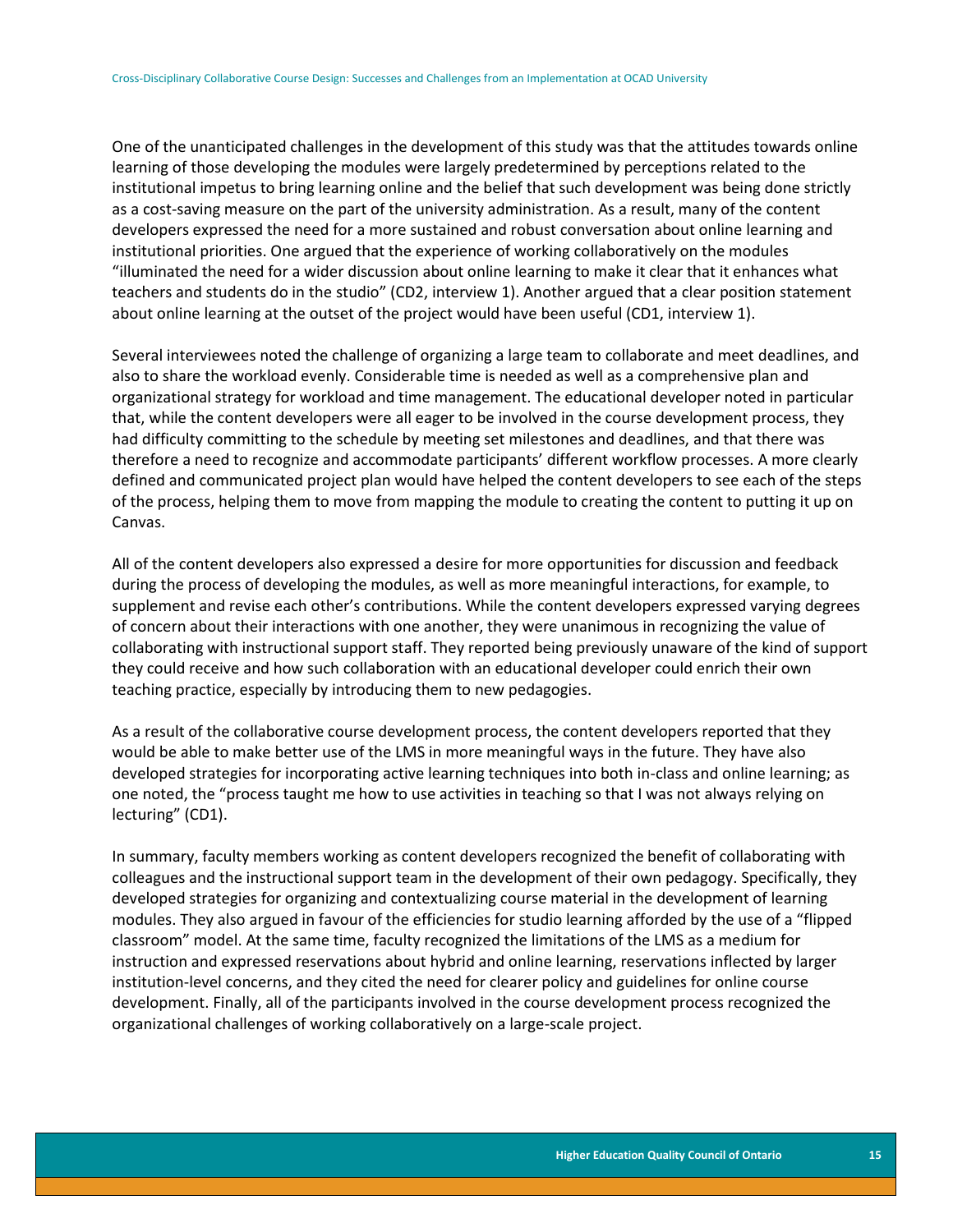One of the unanticipated challenges in the development of this study was that the attitudes towards online learning of those developing the modules were largely predetermined by perceptions related to the institutional impetus to bring learning online and the belief that such development was being done strictly as a cost-saving measure on the part of the university administration. As a result, many of the content developers expressed the need for a more sustained and robust conversation about online learning and institutional priorities. One argued that the experience of working collaboratively on the modules "illuminated the need for a wider discussion about online learning to make it clear that it enhances what teachers and students do in the studio" (CD2, interview 1). Another argued that a clear position statement about online learning at the outset of the project would have been useful (CD1, interview 1).

Several interviewees noted the challenge of organizing a large team to collaborate and meet deadlines, and also to share the workload evenly. Considerable time is needed as well as a comprehensive plan and organizational strategy for workload and time management. The educational developer noted in particular that, while the content developers were all eager to be involved in the course development process, they had difficulty committing to the schedule by meeting set milestones and deadlines, and that there was therefore a need to recognize and accommodate participants' different workflow processes. A more clearly defined and communicated project plan would have helped the content developers to see each of the steps of the process, helping them to move from mapping the module to creating the content to putting it up on Canvas.

All of the content developers also expressed a desire for more opportunities for discussion and feedback during the process of developing the modules, as well as more meaningful interactions, for example, to supplement and revise each other's contributions. While the content developers expressed varying degrees of concern about their interactions with one another, they were unanimous in recognizing the value of collaborating with instructional support staff. They reported being previously unaware of the kind of support they could receive and how such collaboration with an educational developer could enrich their own teaching practice, especially by introducing them to new pedagogies.

As a result of the collaborative course development process, the content developers reported that they would be able to make better use of the LMS in more meaningful ways in the future. They have also developed strategies for incorporating active learning techniques into both in-class and online learning; as one noted, the "process taught me how to use activities in teaching so that I was not always relying on lecturing" (CD1).

In summary, faculty members working as content developers recognized the benefit of collaborating with colleagues and the instructional support team in the development of their own pedagogy. Specifically, they developed strategies for organizing and contextualizing course material in the development of learning modules. They also argued in favour of the efficiencies for studio learning afforded by the use of a "flipped classroom" model. At the same time, faculty recognized the limitations of the LMS as a medium for instruction and expressed reservations about hybrid and online learning, reservations inflected by larger institution-level concerns, and they cited the need for clearer policy and guidelines for online course development. Finally, all of the participants involved in the course development process recognized the organizational challenges of working collaboratively on a large-scale project.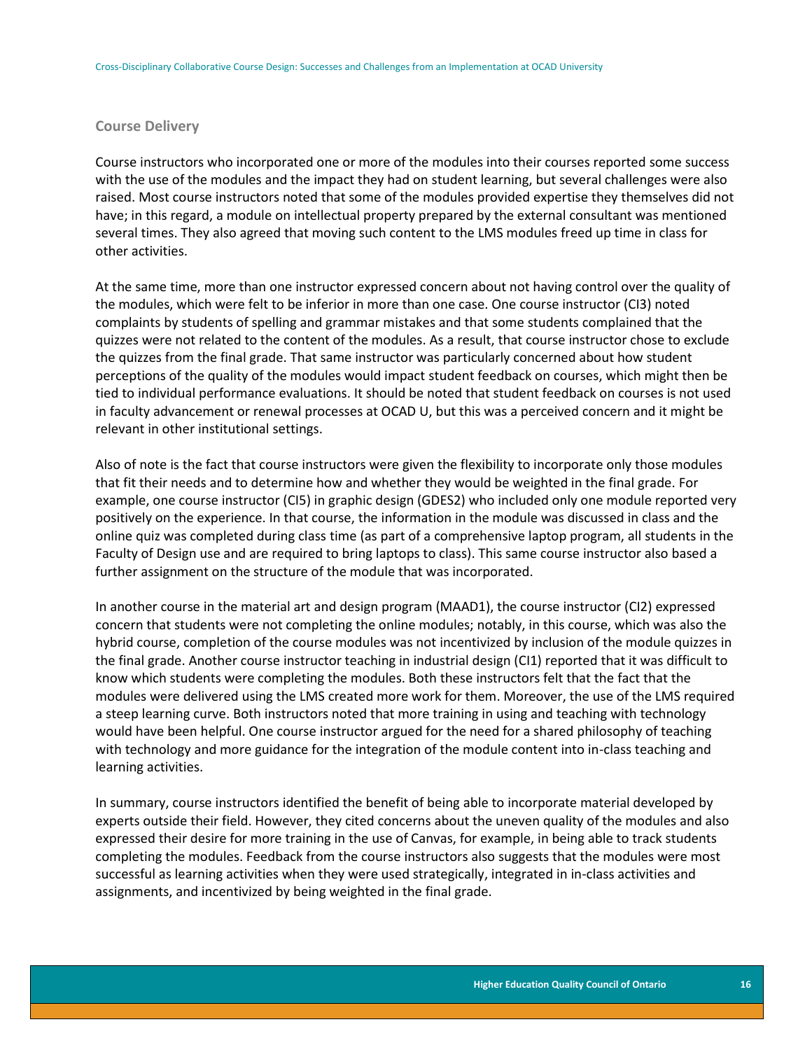### Course Delivery

Course instructors who incorporated one or more of the modules into their courses reported some success with the use of the modules and the impact they had on student learning, but several challenges were also raised. Most course instructors noted that some of the modules provided expertise they themselves did not have; in this regard, a module on intellectual property prepared by the external consultant was mentioned several times. They also agreed that moving such content to the LMS modules freed up time in class for other activities.

At the same time, more than one instructor expressed concern about not having control over the quality of the modules, which were felt to be inferior in more than one case. One course instructor (CI3) noted complaints by students of spelling and grammar mistakes and that some students complained that the quizzes were not related to the content of the modules. As a result, that course instructor chose to exclude the quizzes from the final grade. That same instructor was particularly concerned about how student perceptions of the quality of the modules would impact student feedback on courses, which might then be tied to individual performance evaluations. It should be noted that student feedback on courses is not used in faculty advancement or renewal processes at OCAD U, but this was a perceived concern and it might be relevant in other institutional settings.

Also of note is the fact that course instructors were given the flexibility to incorporate only those modules that fit their needs and to determine how and whether they would be weighted in the final grade. For example, one course instructor (CI5) in graphic design (GDES2) who included only one module reported very positively on the experience. In that course, the information in the module was discussed in class and the online quiz was completed during class time (as part of a comprehensive laptop program, all students in the Faculty of Design use and are required to bring laptops to class). This same course instructor also based a further assignment on the structure of the module that was incorporated.

In another course in the material art and design program (MAAD1), the course instructor (CI2) expressed concern that students were not completing the online modules; notably, in this course, which was also the hybrid course, completion of the course modules was not incentivized by inclusion of the module quizzes in the final grade. Another course instructor teaching in industrial design (CI1) reported that it was difficult to know which students were completing the modules. Both these instructors felt that the fact that the modules were delivered using the LMS created more work for them. Moreover, the use of the LMS required a steep learning curve. Both instructors noted that more training in using and teaching with technology would have been helpful. One course instructor argued for the need for a shared philosophy of teaching with technology and more guidance for the integration of the module content into in-class teaching and learning activities.

In summary, course instructors identified the benefit of being able to incorporate material developed by experts outside their field. However, they cited concerns about the uneven quality of the modules and also expressed their desire for more training in the use of Canvas, for example, in being able to track students completing the modules. Feedback from the course instructors also suggests that the modules were most successful as learning activities when they were used strategically, integrated in in-class activities and assignments, and incentivized by being weighted in the final grade.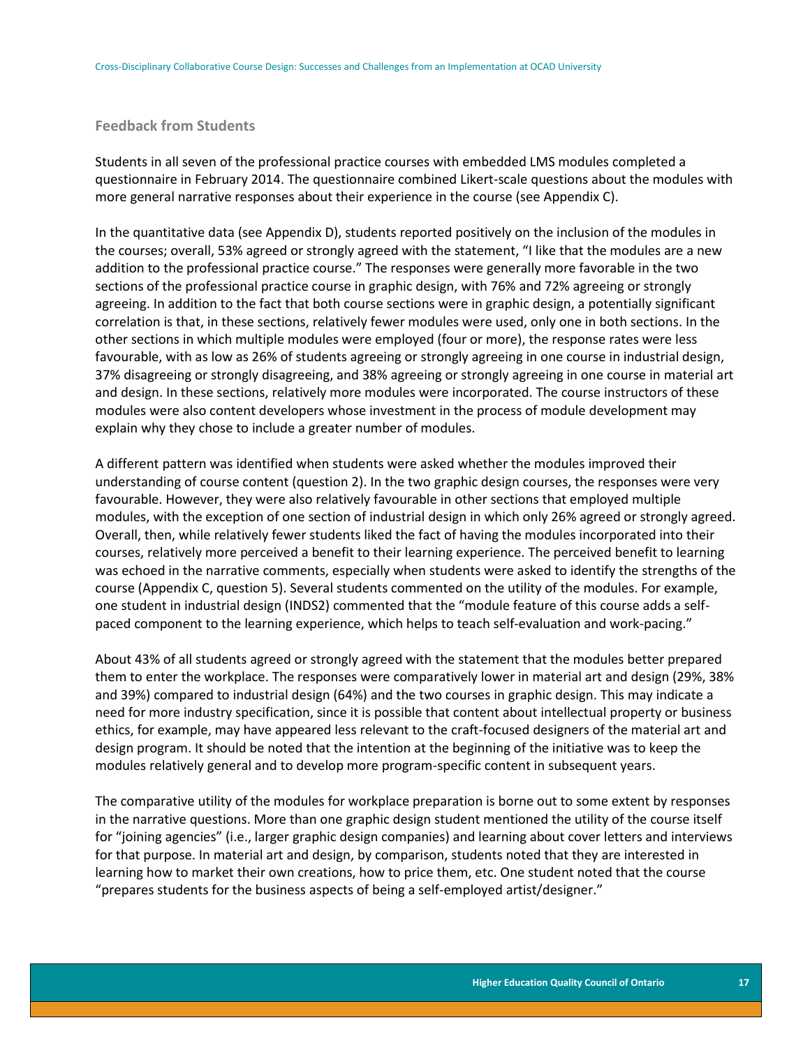### Feedback from Students

Students in all seven of the professional practice courses with embedded LMS modules completed a questionnaire in February 2014. The questionnaire combined Likert-scale questions about the modules with more general narrative responses about their experience in the course (see Appendix C).

In the quantitative data (see Appendix D), students reported positively on the inclusion of the modules in the courses; overall, 53% agreed or strongly agreed with the statement, "I like that the modules are a new addition to the professional practice course." The responses were generally more favorable in the two sections of the professional practice course in graphic design, with 76% and 72% agreeing or strongly agreeing. In addition to the fact that both course sections were in graphic design, a potentially significant correlation is that, in these sections, relatively fewer modules were used, only one in both sections. In the other sections in which multiple modules were employed (four or more), the response rates were less favourable, with as low as 26% of students agreeing or strongly agreeing in one course in industrial design, 37% disagreeing or strongly disagreeing, and 38% agreeing or strongly agreeing in one course in material art and design. In these sections, relatively more modules were incorporated. The course instructors of these modules were also content developers whose investment in the process of module development may explain why they chose to include a greater number of modules.

A different pattern was identified when students were asked whether the modules improved their understanding of course content (question 2). In the two graphic design courses, the responses were very favourable. However, they were also relatively favourable in other sections that employed multiple modules, with the exception of one section of industrial design in which only 26% agreed or strongly agreed. Overall, then, while relatively fewer students liked the fact of having the modules incorporated into their courses, relatively more perceived a benefit to their learning experience. The perceived benefit to learning was echoed in the narrative comments, especially when students were asked to identify the strengths of the course (Appendix C, question 5). Several students commented on the utility of the modules. For example, one student in industrial design (INDS2) commented that the "module feature of this course adds a self-paced component to the learning experience, which helps to teach self-evaluation and work-pacing."

About 43% of all students agreed or strongly agreed with the statement that the modules better prepared them to enter the workplace. The responses were comparatively lower in material art and design (29%, 38% and 39%) compared to industrial design (64%) and the two courses in graphic design. This may indicate a need for more industry specification, since it is possible that content about intellectual property or business ethics, for example, may have appeared less relevant to the craft-focused designers of the material art and design program. It should be noted that the intention at the beginning of the initiative was to keep the modules relatively general and to develop more program-specific content in subsequent years.

The comparative utility of the modules for workplace preparation is borne out to some extent by responses in the narrative questions. More than one graphic design student mentioned the utility of the course itself for "joining agencies" (i.e., larger graphic design companies) and learning about cover letters and interviews for that purpose. In material art and design, by comparison, students noted that they are interested in learning how to market their own creations, how to price them, etc. One student noted that the course "prepares students for the business aspects of being a self-employed artist/designer."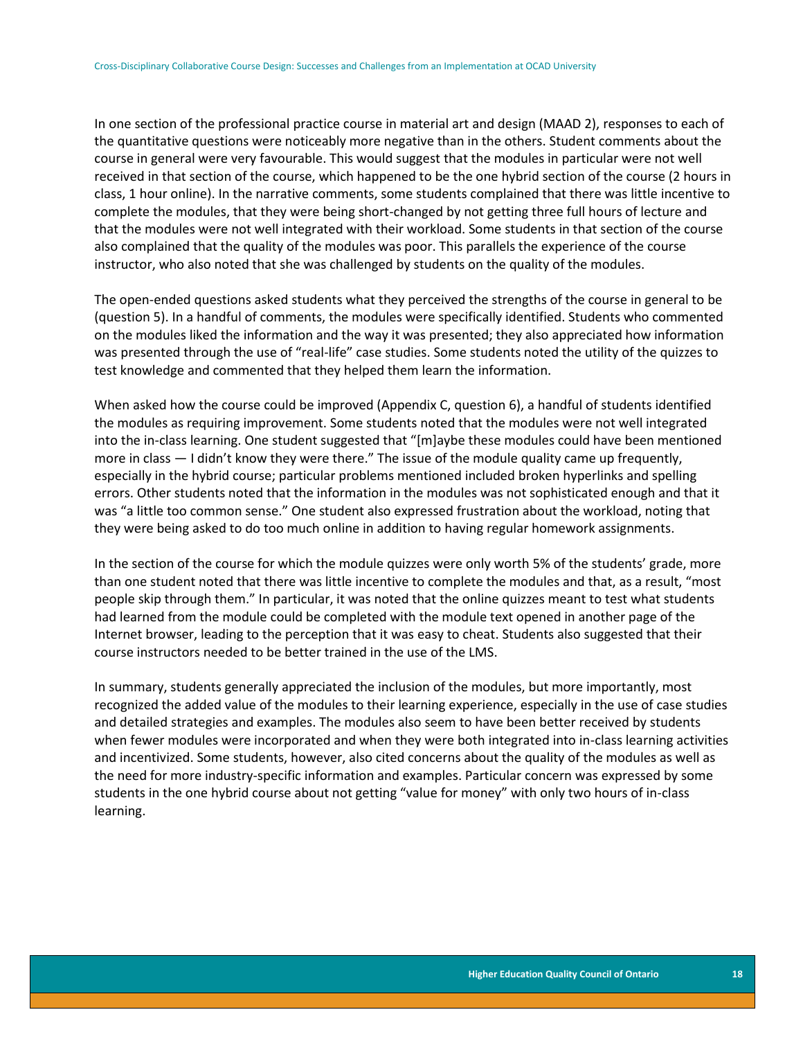In one section of the professional practice course in material art and design (MAAD 2), responses to each of the quantitative questions were noticeably more negative than in the others. Student comments about the course in general were very favourable. This would suggest that the modules in particular were not well received in that section of the course, which happened to be the one hybrid section of the course (2 hours in class, 1 hour online). In the narrative comments, some students complained that there was little incentive to complete the modules, that they were being short-changed by not getting three full hours of lecture and that the modules were not well integrated with their workload. Some students in that section of the course also complained that the quality of the modules was poor. This parallels the experience of the course instructor, who also noted that she was challenged by students on the quality of the modules.

The open-ended questions asked students what they perceived the strengths of the course in general to be (question 5). In a handful of comments, the modules were specifically identified. Students who commented on the modules liked the information and the way it was presented; they also appreciated how information was presented through the use of "real-life" case studies. Some students noted the utility of the quizzes to test knowledge and commented that they helped them learn the information.

When asked how the course could be improved (Appendix C, question 6), a handful of students identified the modules as requiring improvement. Some students noted that the modules were not well integrated into the in-class learning. One student suggested that "[m]aybe these modules could have been mentioned more in class — I didn't know they were there." The issue of the module quality came up frequently, especially in the hybrid course; particular problems mentioned included broken hyperlinks and spelling errors. Other students noted that the information in the modules was not sophisticated enough and that it was "a little too common sense." One student also expressed frustration about the workload, noting that they were being asked to do too much online in addition to having regular homework assignments.

In the section of the course for which the module quizzes were only worth 5% of the students' grade, more than one student noted that there was little incentive to complete the modules and that, as a result, "most people skip through them." In particular, it was noted that the online quizzes meant to test what students had learned from the module could be completed with the module text opened in another page of the Internet browser, leading to the perception that it was easy to cheat. Students also suggested that their course instructors needed to be better trained in the use of the LMS.

In summary, students generally appreciated the inclusion of the modules, but more importantly, most recognized the added value of the modules to their learning experience, especially in the use of case studies and detailed strategies and examples. The modules also seem to have been better received by students when fewer modules were incorporated and when they were both integrated into in-class learning activities and incentivized. Some students, however, also cited concerns about the quality of the modules as well as the need for more industry-specific information and examples. Particular concern was expressed by some students in the one hybrid course about not getting "value for money" with only two hours of in-class learning.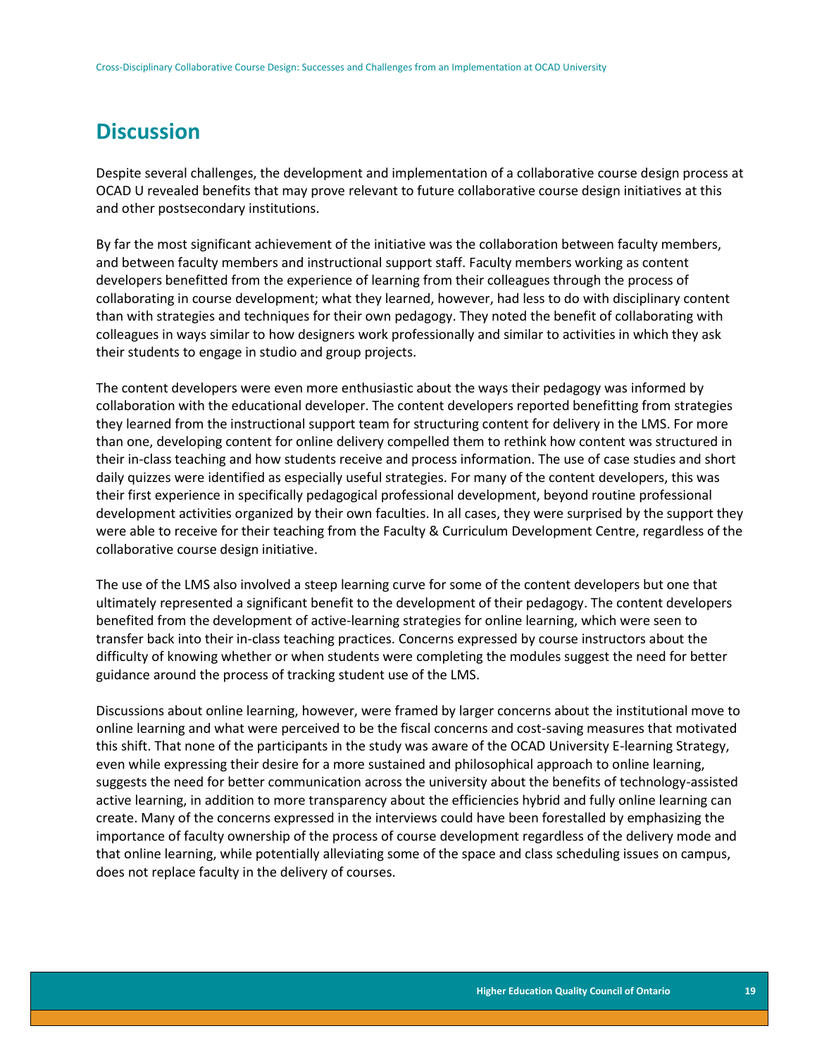## Discussion

Despite several challenges, the development and implementation of a collaborative course design process at OCAD U revealed benefits that may prove relevant to future collaborative course design initiatives at this and other postsecondary institutions.

By far the most significant achievement of the initiative was the collaboration between faculty members, and between faculty members and instructional support staff. Faculty members working as content developers benefitted from the experience of learning from their colleagues through the process of collaborating in course development; what they learned, however, had less to do with disciplinary content than with strategies and techniques for their own pedagogy. They noted the benefit of collaborating with colleagues in ways similar to how designers work professionally and similar to activities in which they ask their students to engage in studio and group projects.

The content developers were even more enthusiastic about the ways their pedagogy was informed by collaboration with the educational developer. The content developers reported benefitting from strategies they learned from the instructional support team for structuring content for delivery in the LMS. For more than one, developing content for online delivery compelled them to rethink how content was structured in their in-class teaching and how students receive and process information. The use of case studies and short daily quizzes were identified as especially useful strategies. For many of the content developers, this was their first experience in specifically pedagogical professional development, beyond routine professional development activities organized by their own faculties. In all cases, they were surprised by the support they were able to receive for their teaching from the Faculty & Curriculum Development Centre, regardless of the collaborative course design initiative.

The use of the LMS also involved a steep learning curve for some of the content developers but one that ultimately represented a significant benefit to the development of their pedagogy. The content developers benefited from the development of active-learning strategies for online learning, which were seen to transfer back into their in-class teaching practices. Concerns expressed by course instructors about the difficulty of knowing whether or when students were completing the modules suggest the need for better guidance around the process of tracking student use of the LMS.

Discussions about online learning, however, were framed by larger concerns about the institutional move to online learning and what were perceived to be the fiscal concerns and cost-saving measures that motivated this shift. That none of the participants in the study was aware of the OCAD University E-learning Strategy, even while expressing their desire for a more sustained and philosophical approach to online learning, suggests the need for better communication across the university about the benefits of technology-assisted active learning, in addition to more transparency about the efficiencies hybrid and fully online learning can create. Many of the concerns expressed in the interviews could have been forestalled by emphasizing the importance of faculty ownership of the process of course development regardless of the delivery mode and that online learning, while potentially alleviating some of the space and class scheduling issues on campus, does not replace faculty in the delivery of courses.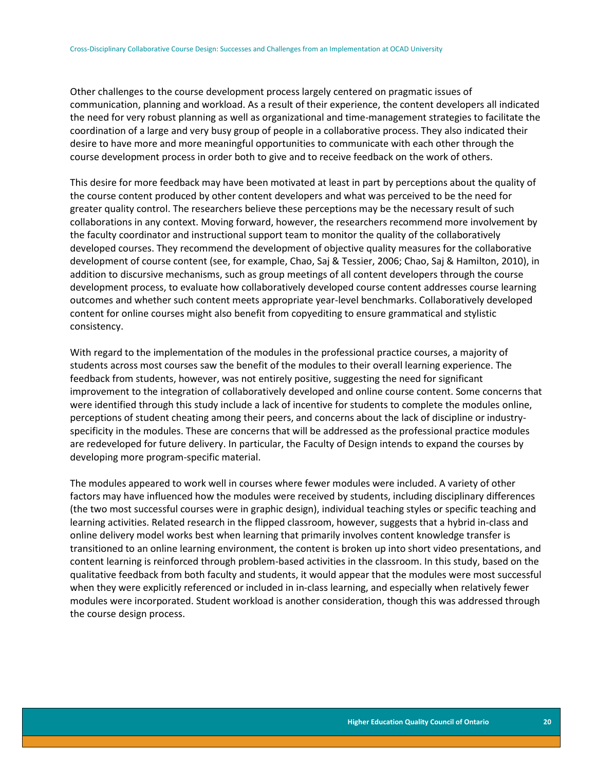Other challenges to the course development process largely centered on pragmatic issues of communication, planning and workload. As a result of their experience, the content developers all indicated the need for very robust planning as well as organizational and time-management strategies to facilitate the coordination of a large and very busy group of people in a collaborative process. They also indicated their desire to have more and more meaningful opportunities to communicate with each other through the course development process in order both to give and to receive feedback on the work of others.

This desire for more feedback may have been motivated at least in part by perceptions about the quality of the course content produced by other content developers and what was perceived to be the need for greater quality control. The researchers believe these perceptions may be the necessary result of such collaborations in any context. Moving forward, however, the researchers recommend more involvement by the faculty coordinator and instructional support team to monitor the quality of the collaboratively developed courses. They recommend the development of objective quality measures for the collaborative development of course content (see, for example, Chao, Saj & Tessier, 2006; Chao, Saj & Hamilton, 2010), in addition to discursive mechanisms, such as group meetings of all content developers through the course development process, to evaluate how collaboratively developed course content addresses course learning outcomes and whether such content meets appropriate year-level benchmarks. Collaboratively developed content for online courses might also benefit from copyediting to ensure grammatical and stylistic consistency.

With regard to the implementation of the modules in the professional practice courses, a majority of students across most courses saw the benefit of the modules to their overall learning experience. The feedback from students, however, was not entirely positive, suggesting the need for significant improvement to the integration of collaboratively developed and online course content. Some concerns that were identified through this study include a lack of incentive for students to complete the modules online, perceptions of student cheating among their peers, and concerns about the lack of discipline or industry-specificity in the modules. These are concerns that will be addressed as the professional practice modules are redeveloped for future delivery. In particular, the Faculty of Design intends to expand the courses by developing more program-specific material.

The modules appeared to work well in courses where fewer modules were included. A variety of other factors may have influenced how the modules were received by students, including disciplinary differences (the two most successful courses were in graphic design), individual teaching styles or specific teaching and learning activities. Related research in the flipped classroom, however, suggests that a hybrid in-class and online delivery model works best when learning that primarily involves content knowledge transfer is transitioned to an online learning environment, the content is broken up into short video presentations, and content learning is reinforced through problem-based activities in the classroom. In this study, based on the qualitative feedback from both faculty and students, it would appear that the modules were most successful when they were explicitly referenced or included in in-class learning, and especially when relatively fewer modules were incorporated. Student workload is another consideration, though this was addressed through the course design process.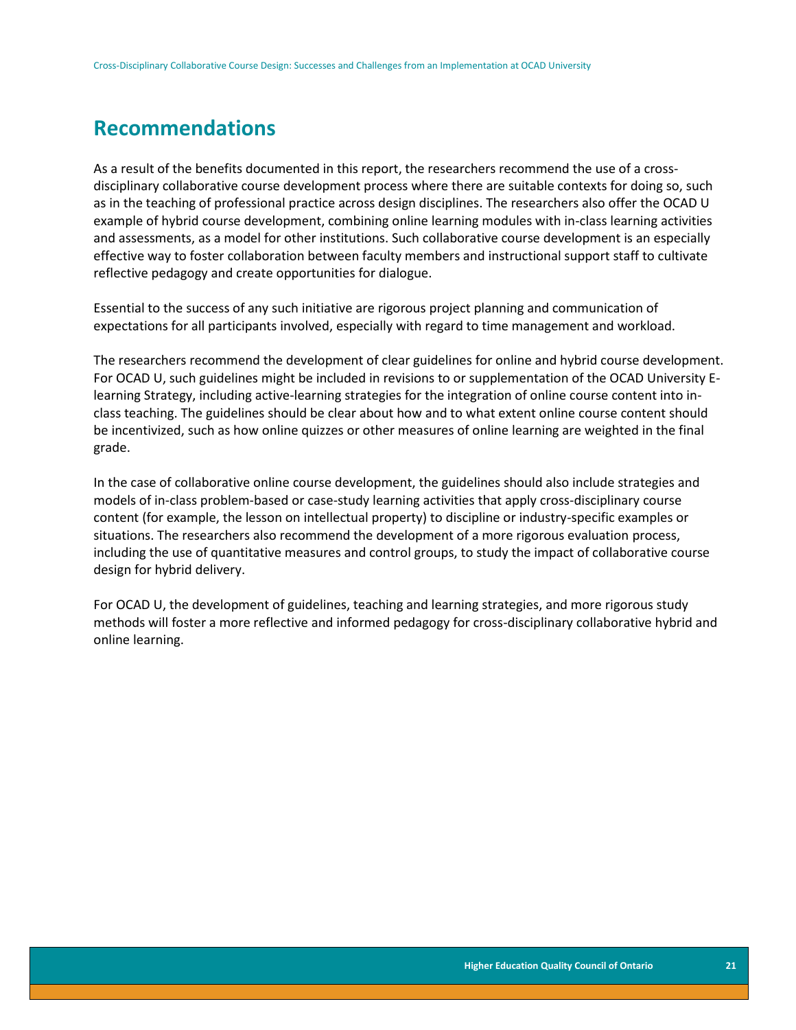## Recommendations

As a result of the benefits documented in this report, the researchers recommend the use of a cross-disciplinary collaborative course development process where there are suitable contexts for doing so, such as in the teaching of professional practice across design disciplines. The researchers also offer the OCAD U example of hybrid course development, combining online learning modules with in-class learning activities and assessments, as a model for other institutions. Such collaborative course development is an especially effective way to foster collaboration between faculty members and instructional support staff to cultivate reflective pedagogy and create opportunities for dialogue.

Essential to the success of any such initiative are rigorous project planning and communication of expectations for all participants involved, especially with regard to time management and workload.

The researchers recommend the development of clear guidelines for online and hybrid course development. For OCAD U, such guidelines might be included in revisions to or supplementation of the OCAD University E-learning Strategy, including active-learning strategies for the integration of online course content into in-class teaching. The guidelines should be clear about how and to what extent online course content should be incentivized, such as how online quizzes or other measures of online learning are weighted in the final grade.

In the case of collaborative online course development, the guidelines should also include strategies and models of in-class problem-based or case-study learning activities that apply cross-disciplinary course content (for example, the lesson on intellectual property) to discipline or industry-specific examples or situations. The researchers also recommend the development of a more rigorous evaluation process, including the use of quantitative measures and control groups, to study the impact of collaborative course design for hybrid delivery.

For OCAD U, the development of guidelines, teaching and learning strategies, and more rigorous study methods will foster a more reflective and informed pedagogy for cross-disciplinary collaborative hybrid and online learning.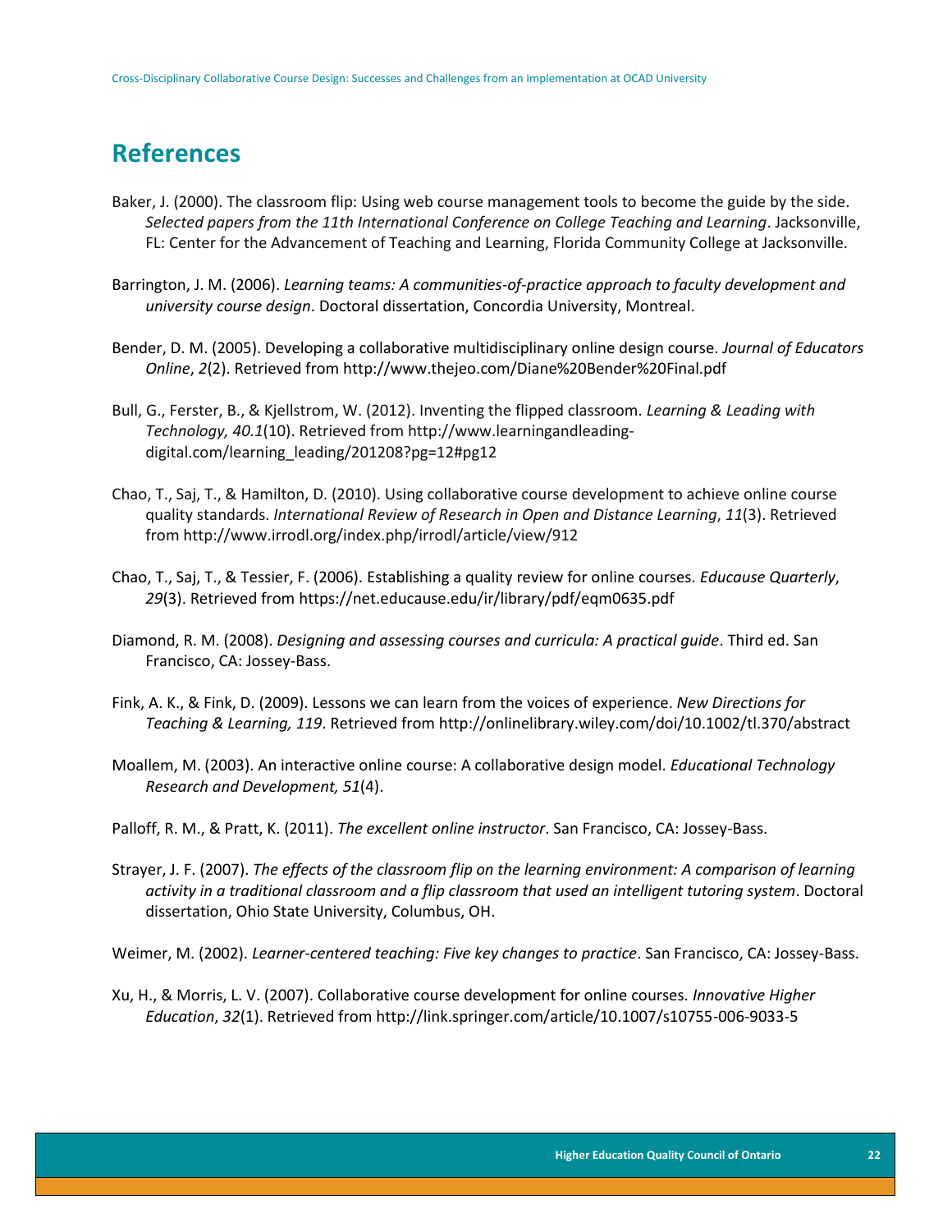## References

Baker, J. (2000). The classroom flip: Using web course management tools to become the guide by the side. *Selected papers from the 11th International Conference on College Teaching and Learning*. Jacksonville, FL: Center for the Advancement of Teaching and Learning, Florida Community College at Jacksonville.

Barrington, J. M. (2006). *Learning teams: A communities-of-practice approach to faculty development and university course design*. Doctoral dissertation, Concordia University, Montreal.

Bender, D. M. (2005). Developing a collaborative multidisciplinary online design course. *Journal of Educators Online*, *2*(2). Retrieved from http://www.thejeo.com/Diane%20Bender%20Final.pdf

Bull, G., Ferster, B., & Kjellstrom, W. (2012). Inventing the flipped classroom. *Learning & Leading with Technology, 40.1*(10). Retrieved from http://www.learningandleading-digital.com/learning_leading/201208?pg=12#pg12

Chao, T., Saj, T., & Hamilton, D. (2010). Using collaborative course development to achieve online course quality standards. *International Review of Research in Open and Distance Learning*, *11*(3). Retrieved from http://www.irrodl.org/index.php/irrodl/article/view/912

Chao, T., Saj, T., & Tessier, F. (2006). Establishing a quality review for online courses. *Educause Quarterly*, *29*(3). Retrieved from https://net.educause.edu/ir/library/pdf/eqm0635.pdf

Diamond, R. M. (2008). *Designing and assessing courses and curricula: A practical guide*. Third ed. San Francisco, CA: Jossey-Bass.

Fink, A. K., & Fink, D. (2009). Lessons we can learn from the voices of experience. *New Directions for Teaching & Learning, 119*. Retrieved from http://onlinelibrary.wiley.com/doi/10.1002/tl.370/abstract

Moallem, M. (2003). An interactive online course: A collaborative design model. *Educational Technology Research and Development, 51*(4).

Palloff, R. M., & Pratt, K. (2011). *The excellent online instructor*. San Francisco, CA: Jossey-Bass.

Strayer, J. F. (2007). *The effects of the classroom flip on the learning environment: A comparison of learning activity in a traditional classroom and a flip classroom that used an intelligent tutoring system*. Doctoral dissertation, Ohio State University, Columbus, OH.

Weimer, M. (2002). *Learner-centered teaching: Five key changes to practice*. San Francisco, CA: Jossey-Bass.

Xu, H., & Morris, L. V. (2007). Collaborative course development for online courses. *Innovative Higher Education*, *32*(1). Retrieved from http://link.springer.com/article/10.1007/s10755-006-9033-5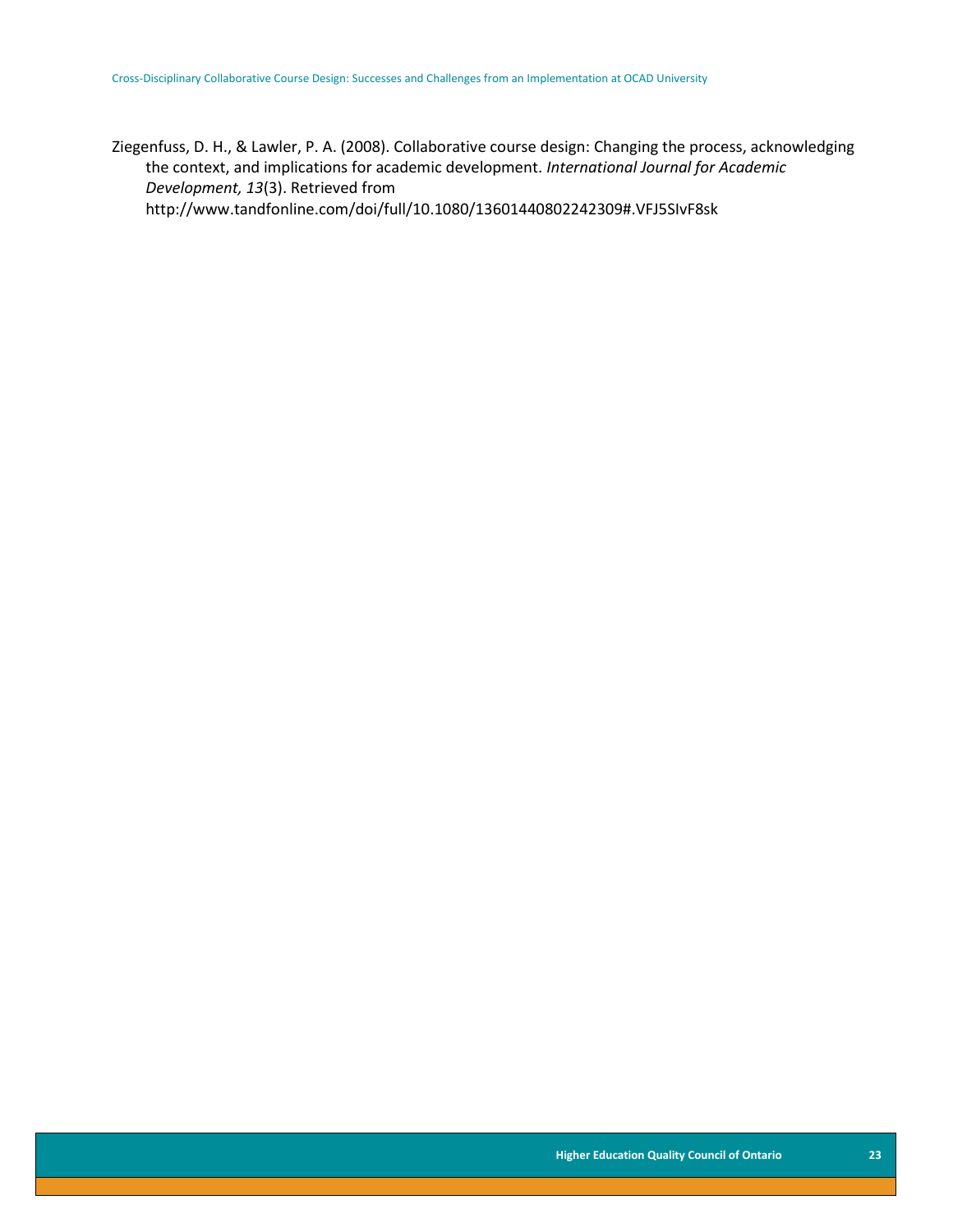Ziegenfuss, D. H., & Lawler, P. A. (2008). Collaborative course design: Changing the process, acknowledging the context, and implications for academic development. *International Journal for Academic Development, 13*(3). Retrieved from http://www.tandfonline.com/doi/full/10.1080/13601440802242309#.VFJ5SIvF8sk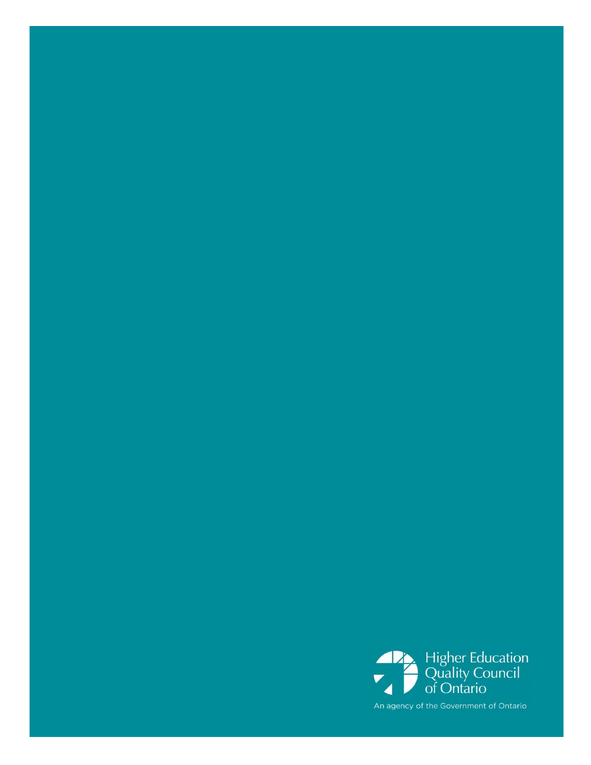Higher Education Quality Council of Ontario

An agency of the Government of Ontario